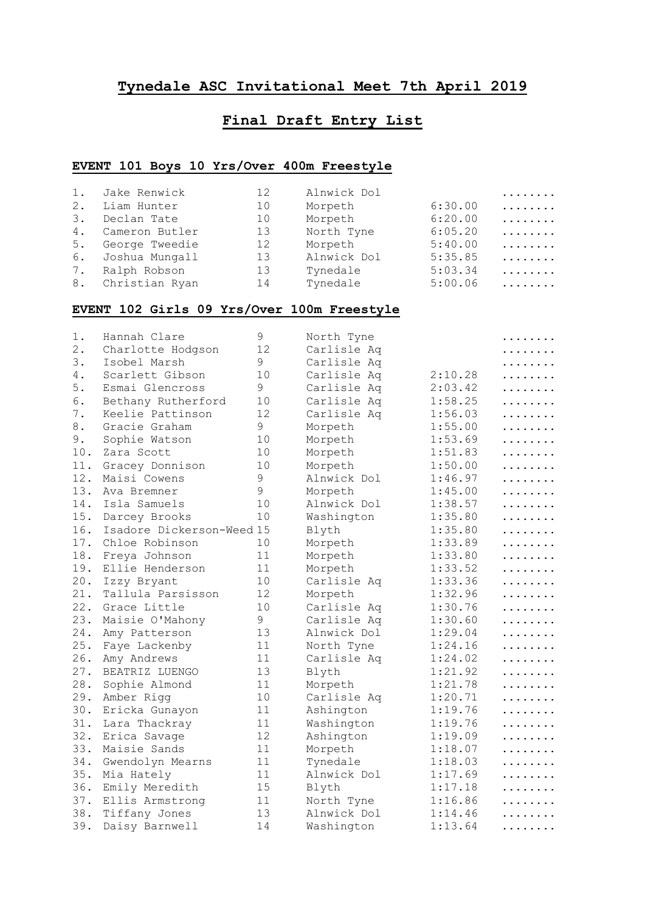# Tynedale ASC Invitational Meet 7th April 2019

## Final Draft Entry List

### EVENT 101 Boys 10 Yrs/Over 400m Freestyle

| | | | | | |
|---|---|---|---|---|---|
| 1. | Jake Renwick | 12 | Alnwick Dol | | ........ |
| 2. | Liam Hunter | 10 | Morpeth | 6:30.00 | ........ |
| 3. | Declan Tate | 10 | Morpeth | 6:20.00 | ........ |
| 4. | Cameron Butler | 13 | North Tyne | 6:05.20 | ........ |
| 5. | George Tweedie | 12 | Morpeth | 5:40.00 | ........ |
| 6. | Joshua Mungall | 13 | Alnwick Dol | 5:35.85 | ........ |
| 7. | Ralph Robson | 13 | Tynedale | 5:03.34 | ........ |
| 8. | Christian Ryan | 14 | Tynedale | 5:00.06 | ........ |

### EVENT 102 Girls 09 Yrs/Over 100m Freestyle

| | | | | | |
|---|---|---|---|---|---|
| 1. | Hannah Clare | 9 | North Tyne | | ........ |
| 2. | Charlotte Hodgson | 12 | Carlisle Aq | | ........ |
| 3. | Isobel Marsh | 9 | Carlisle Aq | | ........ |
| 4. | Scarlett Gibson | 10 | Carlisle Aq | 2:10.28 | ........ |
| 5. | Esmai Glencross | 9 | Carlisle Aq | 2:03.42 | ........ |
| 6. | Bethany Rutherford | 10 | Carlisle Aq | 1:58.25 | ........ |
| 7. | Keelie Pattinson | 12 | Carlisle Aq | 1:56.03 | ........ |
| 8. | Gracie Graham | 9 | Morpeth | 1:55.00 | ........ |
| 9. | Sophie Watson | 10 | Morpeth | 1:53.69 | ........ |
| 10. | Zara Scott | 10 | Morpeth | 1:51.83 | ........ |
| 11. | Gracey Donnison | 10 | Morpeth | 1:50.00 | ........ |
| 12. | Maisi Cowens | 9 | Alnwick Dol | 1:46.97 | ........ |
| 13. | Ava Bremner | 9 | Morpeth | 1:45.00 | ........ |
| 14. | Isla Samuels | 10 | Alnwick Dol | 1:38.57 | ........ |
| 15. | Darcey Brooks | 10 | Washington | 1:35.80 | ........ |
| 16. | Isadore Dickerson-Weed | 15 | Blyth | 1:35.80 | ........ |
| 17. | Chloe Robinson | 10 | Morpeth | 1:33.89 | ........ |
| 18. | Freya Johnson | 11 | Morpeth | 1:33.80 | ........ |
| 19. | Ellie Henderson | 11 | Morpeth | 1:33.52 | ........ |
| 20. | Izzy Bryant | 10 | Carlisle Aq | 1:33.36 | ........ |
| 21. | Tallula Parsisson | 12 | Morpeth | 1:32.96 | ........ |
| 22. | Grace Little | 10 | Carlisle Aq | 1:30.76 | ........ |
| 23. | Maisie O'Mahony | 9 | Carlisle Aq | 1:30.60 | ........ |
| 24. | Amy Patterson | 13 | Alnwick Dol | 1:29.04 | ........ |
| 25. | Faye Lackenby | 11 | North Tyne | 1:24.16 | ........ |
| 26. | Amy Andrews | 11 | Carlisle Aq | 1:24.02 | ........ |
| 27. | BEATRIZ LUENGO | 13 | Blyth | 1:21.92 | ........ |
| 28. | Sophie Almond | 11 | Morpeth | 1:21.78 | ........ |
| 29. | Amber Rigg | 10 | Carlisle Aq | 1:20.71 | ........ |
| 30. | Ericka Gunayon | 11 | Ashington | 1:19.76 | ........ |
| 31. | Lara Thackray | 11 | Washington | 1:19.76 | ........ |
| 32. | Erica Savage | 12 | Ashington | 1:19.09 | ........ |
| 33. | Maisie Sands | 11 | Morpeth | 1:18.07 | ........ |
| 34. | Gwendolyn Mearns | 11 | Tynedale | 1:18.03 | ........ |
| 35. | Mia Hately | 11 | Alnwick Dol | 1:17.69 | ........ |
| 36. | Emily Meredith | 15 | Blyth | 1:17.18 | ........ |
| 37. | Ellis Armstrong | 11 | North Tyne | 1:16.86 | ........ |
| 38. | Tiffany Jones | 13 | Alnwick Dol | 1:14.46 | ........ |
| 39. | Daisy Barnwell | 14 | Washington | 1:13.64 | ........ |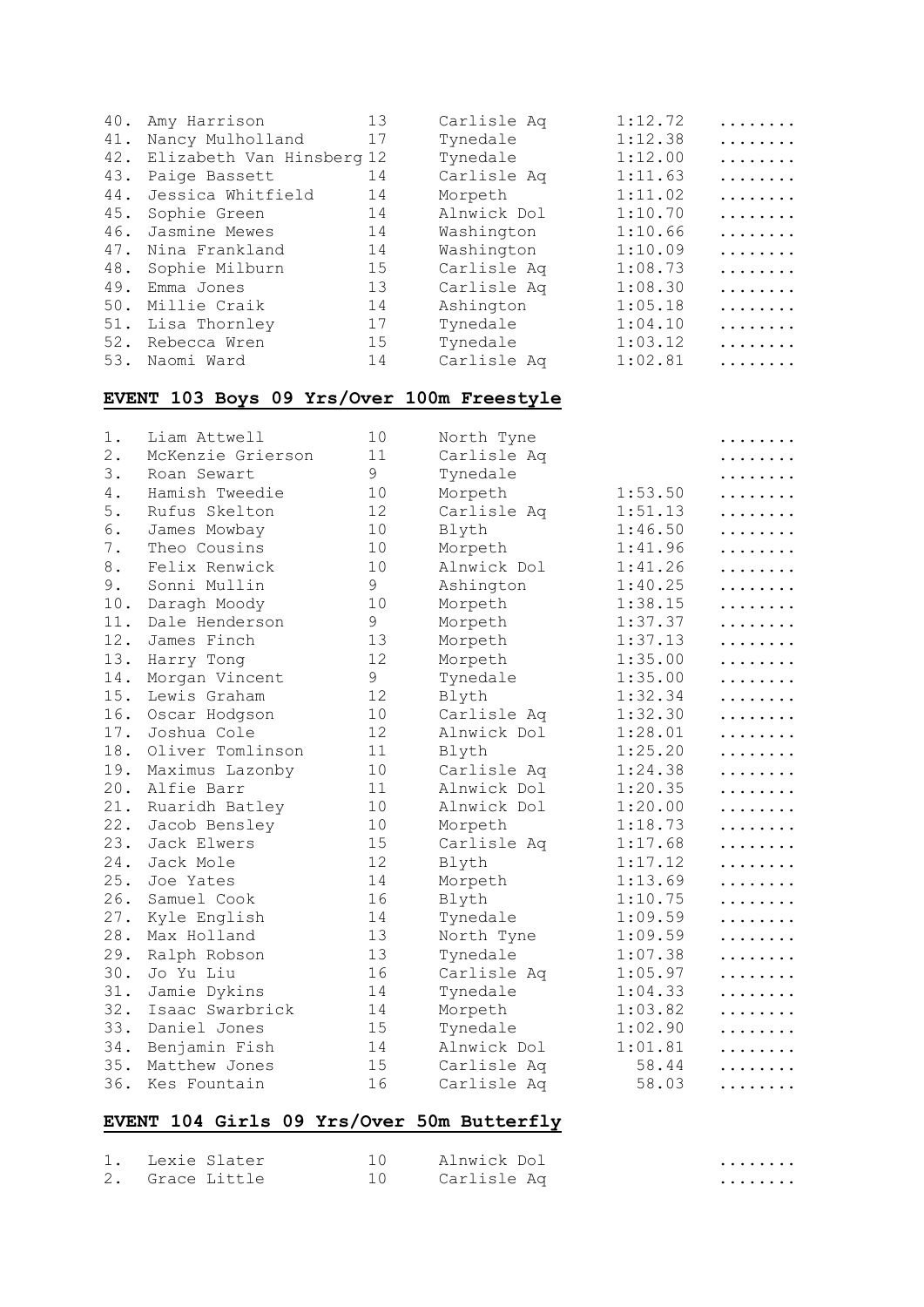| | | | | | |
|---|---|---|---|---|---|
| 40. | Amy Harrison | 13 | Carlisle Aq | 1:12.72 | ........ |
| 41. | Nancy Mulholland | 17 | Tynedale | 1:12.38 | ........ |
| 42. | Elizabeth Van Hinsberg | 12 | Tynedale | 1:12.00 | ........ |
| 43. | Paige Bassett | 14 | Carlisle Aq | 1:11.63 | ........ |
| 44. | Jessica Whitfield | 14 | Morpeth | 1:11.02 | ........ |
| 45. | Sophie Green | 14 | Alnwick Dol | 1:10.70 | ........ |
| 46. | Jasmine Mewes | 14 | Washington | 1:10.66 | ........ |
| 47. | Nina Frankland | 14 | Washington | 1:10.09 | ........ |
| 48. | Sophie Milburn | 15 | Carlisle Aq | 1:08.73 | ........ |
| 49. | Emma Jones | 13 | Carlisle Aq | 1:08.30 | ........ |
| 50. | Millie Craik | 14 | Ashington | 1:05.18 | ........ |
| 51. | Lisa Thornley | 17 | Tynedale | 1:04.10 | ........ |
| 52. | Rebecca Wren | 15 | Tynedale | 1:03.12 | ........ |
| 53. | Naomi Ward | 14 | Carlisle Aq | 1:02.81 | ........ |

## EVENT 103 Boys 09 Yrs/Over 100m Freestyle

| | | | | | |
|---|---|---|---|---|---|
| 1. | Liam Attwell | 10 | North Tyne | | ........ |
| 2. | McKenzie Grierson | 11 | Carlisle Aq | | ........ |
| 3. | Roan Sewart | 9 | Tynedale | | ........ |
| 4. | Hamish Tweedie | 10 | Morpeth | 1:53.50 | ........ |
| 5. | Rufus Skelton | 12 | Carlisle Aq | 1:51.13 | ........ |
| 6. | James Mowbay | 10 | Blyth | 1:46.50 | ........ |
| 7. | Theo Cousins | 10 | Morpeth | 1:41.96 | ........ |
| 8. | Felix Renwick | 10 | Alnwick Dol | 1:41.26 | ........ |
| 9. | Sonni Mullin | 9 | Ashington | 1:40.25 | ........ |
| 10. | Daragh Moody | 10 | Morpeth | 1:38.15 | ........ |
| 11. | Dale Henderson | 9 | Morpeth | 1:37.37 | ........ |
| 12. | James Finch | 13 | Morpeth | 1:37.13 | ........ |
| 13. | Harry Tong | 12 | Morpeth | 1:35.00 | ........ |
| 14. | Morgan Vincent | 9 | Tynedale | 1:35.00 | ........ |
| 15. | Lewis Graham | 12 | Blyth | 1:32.34 | ........ |
| 16. | Oscar Hodgson | 10 | Carlisle Aq | 1:32.30 | ........ |
| 17. | Joshua Cole | 12 | Alnwick Dol | 1:28.01 | ........ |
| 18. | Oliver Tomlinson | 11 | Blyth | 1:25.20 | ........ |
| 19. | Maximus Lazonby | 10 | Carlisle Aq | 1:24.38 | ........ |
| 20. | Alfie Barr | 11 | Alnwick Dol | 1:20.35 | ........ |
| 21. | Ruaridh Batley | 10 | Alnwick Dol | 1:20.00 | ........ |
| 22. | Jacob Bensley | 10 | Morpeth | 1:18.73 | ........ |
| 23. | Jack Elwers | 15 | Carlisle Aq | 1:17.68 | ........ |
| 24. | Jack Mole | 12 | Blyth | 1:17.12 | ........ |
| 25. | Joe Yates | 14 | Morpeth | 1:13.69 | ........ |
| 26. | Samuel Cook | 16 | Blyth | 1:10.75 | ........ |
| 27. | Kyle English | 14 | Tynedale | 1:09.59 | ........ |
| 28. | Max Holland | 13 | North Tyne | 1:09.59 | ........ |
| 29. | Ralph Robson | 13 | Tynedale | 1:07.38 | ........ |
| 30. | Jo Yu Liu | 16 | Carlisle Aq | 1:05.97 | ........ |
| 31. | Jamie Dykins | 14 | Tynedale | 1:04.33 | ........ |
| 32. | Isaac Swarbrick | 14 | Morpeth | 1:03.82 | ........ |
| 33. | Daniel Jones | 15 | Tynedale | 1:02.90 | ........ |
| 34. | Benjamin Fish | 14 | Alnwick Dol | 1:01.81 | ........ |
| 35. | Matthew Jones | 15 | Carlisle Aq | 58.44 | ........ |
| 36. | Kes Fountain | 16 | Carlisle Aq | 58.03 | ........ |

## EVENT 104 Girls 09 Yrs/Over 50m Butterfly

| | | | | | |
|---|---|---|---|---|---|
| 1. | Lexie Slater | 10 | Alnwick Dol | | ........ |
| 2. | Grace Little | 10 | Carlisle Aq | | ........ |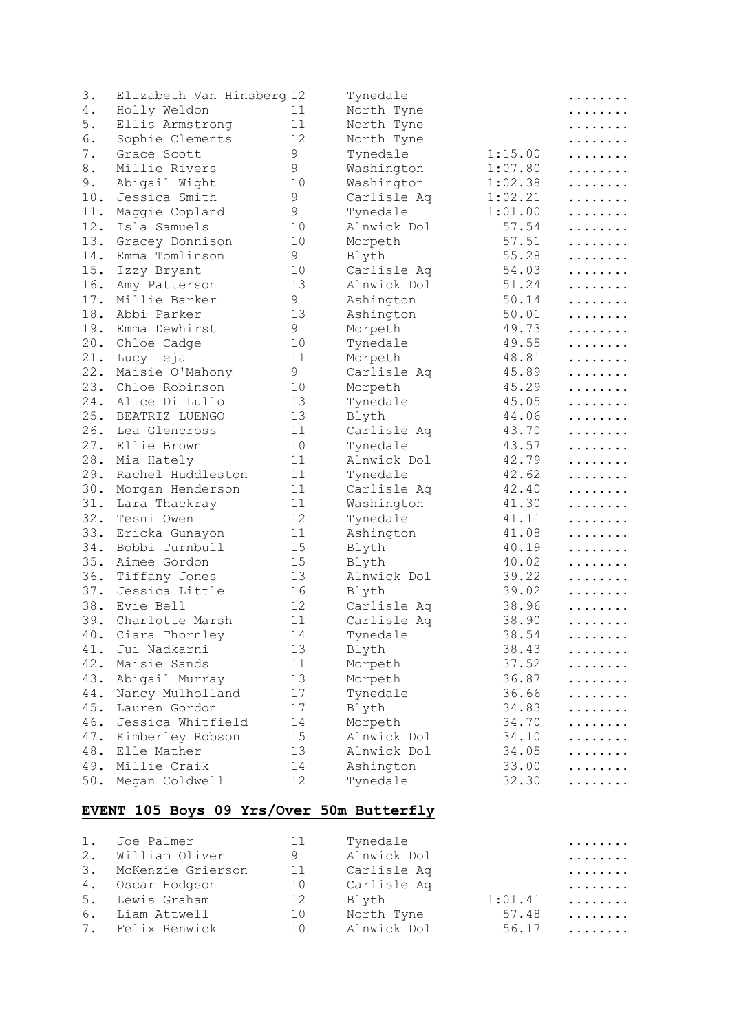| | | | | | |
|---|---|---|---|---|---|
| 3. | Elizabeth Van Hinsberg | 12 | Tynedale | | ........ |
| 4. | Holly Weldon | 11 | North Tyne | | ........ |
| 5. | Ellis Armstrong | 11 | North Tyne | | ........ |
| 6. | Sophie Clements | 12 | North Tyne | | ........ |
| 7. | Grace Scott | 9 | Tynedale | 1:15.00 | ........ |
| 8. | Millie Rivers | 9 | Washington | 1:07.80 | ........ |
| 9. | Abigail Wight | 10 | Washington | 1:02.38 | ........ |
| 10. | Jessica Smith | 9 | Carlisle Aq | 1:02.21 | ........ |
| 11. | Maggie Copland | 9 | Tynedale | 1:01.00 | ........ |
| 12. | Isla Samuels | 10 | Alnwick Dol | 57.54 | ........ |
| 13. | Gracey Donnison | 10 | Morpeth | 57.51 | ........ |
| 14. | Emma Tomlinson | 9 | Blyth | 55.28 | ........ |
| 15. | Izzy Bryant | 10 | Carlisle Aq | 54.03 | ........ |
| 16. | Amy Patterson | 13 | Alnwick Dol | 51.24 | ........ |
| 17. | Millie Barker | 9 | Ashington | 50.14 | ........ |
| 18. | Abbi Parker | 13 | Ashington | 50.01 | ........ |
| 19. | Emma Dewhirst | 9 | Morpeth | 49.73 | ........ |
| 20. | Chloe Cadge | 10 | Tynedale | 49.55 | ........ |
| 21. | Lucy Leja | 11 | Morpeth | 48.81 | ........ |
| 22. | Maisie O'Mahony | 9 | Carlisle Aq | 45.89 | ........ |
| 23. | Chloe Robinson | 10 | Morpeth | 45.29 | ........ |
| 24. | Alice Di Lullo | 13 | Tynedale | 45.05 | ........ |
| 25. | BEATRIZ LUENGO | 13 | Blyth | 44.06 | ........ |
| 26. | Lea Glencross | 11 | Carlisle Aq | 43.70 | ........ |
| 27. | Ellie Brown | 10 | Tynedale | 43.57 | ........ |
| 28. | Mia Hately | 11 | Alnwick Dol | 42.79 | ........ |
| 29. | Rachel Huddleston | 11 | Tynedale | 42.62 | ........ |
| 30. | Morgan Henderson | 11 | Carlisle Aq | 42.40 | ........ |
| 31. | Lara Thackray | 11 | Washington | 41.30 | ........ |
| 32. | Tesni Owen | 12 | Tynedale | 41.11 | ........ |
| 33. | Ericka Gunayon | 11 | Ashington | 41.08 | ........ |
| 34. | Bobbi Turnbull | 15 | Blyth | 40.19 | ........ |
| 35. | Aimee Gordon | 15 | Blyth | 40.02 | ........ |
| 36. | Tiffany Jones | 13 | Alnwick Dol | 39.22 | ........ |
| 37. | Jessica Little | 16 | Blyth | 39.02 | ........ |
| 38. | Evie Bell | 12 | Carlisle Aq | 38.96 | ........ |
| 39. | Charlotte Marsh | 11 | Carlisle Aq | 38.90 | ........ |
| 40. | Ciara Thornley | 14 | Tynedale | 38.54 | ........ |
| 41. | Jui Nadkarni | 13 | Blyth | 38.43 | ........ |
| 42. | Maisie Sands | 11 | Morpeth | 37.52 | ........ |
| 43. | Abigail Murray | 13 | Morpeth | 36.87 | ........ |
| 44. | Nancy Mulholland | 17 | Tynedale | 36.66 | ........ |
| 45. | Lauren Gordon | 17 | Blyth | 34.83 | ........ |
| 46. | Jessica Whitfield | 14 | Morpeth | 34.70 | ........ |
| 47. | Kimberley Robson | 15 | Alnwick Dol | 34.10 | ........ |
| 48. | Elle Mather | 13 | Alnwick Dol | 34.05 | ........ |
| 49. | Millie Craik | 14 | Ashington | 33.00 | ........ |
| 50. | Megan Coldwell | 12 | Tynedale | 32.30 | ........ |

**EVENT 105 Boys 09 Yrs/Over 50m Butterfly**

| | | | | | |
|---|---|---|---|---|---|
| 1. | Joe Palmer | 11 | Tynedale | | ........ |
| 2. | William Oliver | 9 | Alnwick Dol | | ........ |
| 3. | McKenzie Grierson | 11 | Carlisle Aq | | ........ |
| 4. | Oscar Hodgson | 10 | Carlisle Aq | | ........ |
| 5. | Lewis Graham | 12 | Blyth | 1:01.41 | ........ |
| 6. | Liam Attwell | 10 | North Tyne | 57.48 | ........ |
| 7. | Felix Renwick | 10 | Alnwick Dol | 56.17 | ........ |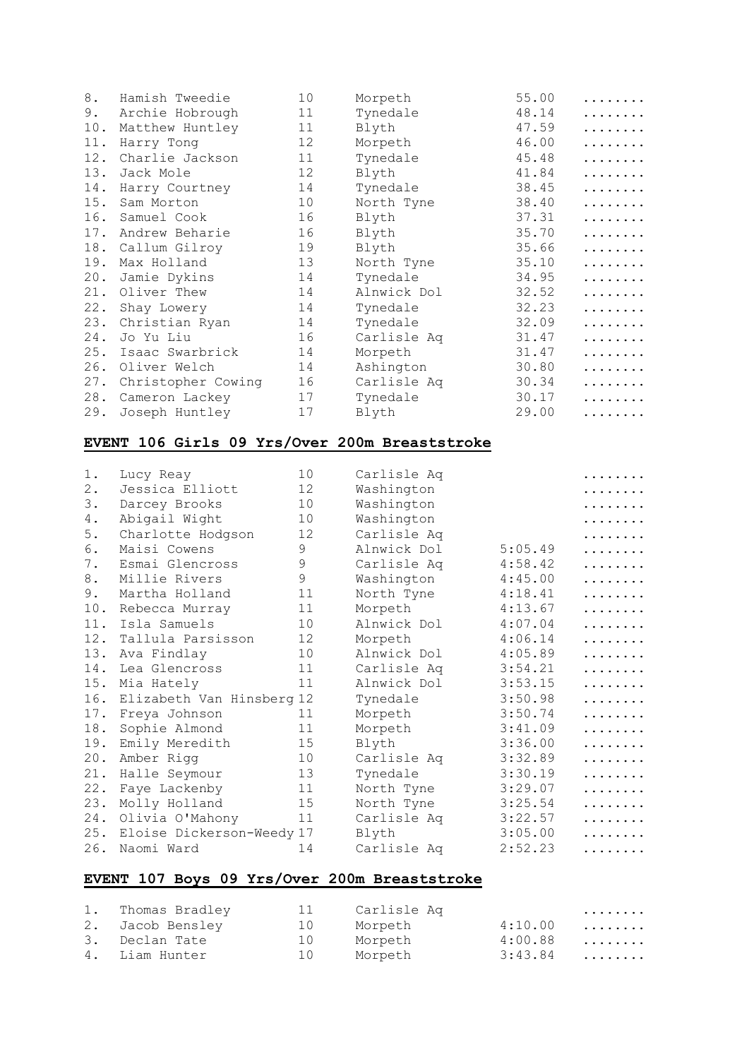| | | | | | |
|---|---|---|---|---|---|
| 8. | Hamish Tweedie | 10 | Morpeth | 55.00 | ........ |
| 9. | Archie Hobrough | 11 | Tynedale | 48.14 | ........ |
| 10. | Matthew Huntley | 11 | Blyth | 47.59 | ........ |
| 11. | Harry Tong | 12 | Morpeth | 46.00 | ........ |
| 12. | Charlie Jackson | 11 | Tynedale | 45.48 | ........ |
| 13. | Jack Mole | 12 | Blyth | 41.84 | ........ |
| 14. | Harry Courtney | 14 | Tynedale | 38.45 | ........ |
| 15. | Sam Morton | 10 | North Tyne | 38.40 | ........ |
| 16. | Samuel Cook | 16 | Blyth | 37.31 | ........ |
| 17. | Andrew Beharie | 16 | Blyth | 35.70 | ........ |
| 18. | Callum Gilroy | 19 | Blyth | 35.66 | ........ |
| 19. | Max Holland | 13 | North Tyne | 35.10 | ........ |
| 20. | Jamie Dykins | 14 | Tynedale | 34.95 | ........ |
| 21. | Oliver Thew | 14 | Alnwick Dol | 32.52 | ........ |
| 22. | Shay Lowery | 14 | Tynedale | 32.23 | ........ |
| 23. | Christian Ryan | 14 | Tynedale | 32.09 | ........ |
| 24. | Jo Yu Liu | 16 | Carlisle Aq | 31.47 | ........ |
| 25. | Isaac Swarbrick | 14 | Morpeth | 31.47 | ........ |
| 26. | Oliver Welch | 14 | Ashington | 30.80 | ........ |
| 27. | Christopher Cowing | 16 | Carlisle Aq | 30.34 | ........ |
| 28. | Cameron Lackey | 17 | Tynedale | 30.17 | ........ |
| 29. | Joseph Huntley | 17 | Blyth | 29.00 | ........ |

## EVENT 106 Girls 09 Yrs/Over 200m Breaststroke

| | | | | | |
|---|---|---|---|---|---|
| 1. | Lucy Reay | 10 | Carlisle Aq | | ........ |
| 2. | Jessica Elliott | 12 | Washington | | ........ |
| 3. | Darcey Brooks | 10 | Washington | | ........ |
| 4. | Abigail Wight | 10 | Washington | | ........ |
| 5. | Charlotte Hodgson | 12 | Carlisle Aq | | ........ |
| 6. | Maisi Cowens | 9 | Alnwick Dol | 5:05.49 | ........ |
| 7. | Esmai Glencross | 9 | Carlisle Aq | 4:58.42 | ........ |
| 8. | Millie Rivers | 9 | Washington | 4:45.00 | ........ |
| 9. | Martha Holland | 11 | North Tyne | 4:18.41 | ........ |
| 10. | Rebecca Murray | 11 | Morpeth | 4:13.67 | ........ |
| 11. | Isla Samuels | 10 | Alnwick Dol | 4:07.04 | ........ |
| 12. | Tallula Parsisson | 12 | Morpeth | 4:06.14 | ........ |
| 13. | Ava Findlay | 10 | Alnwick Dol | 4:05.89 | ........ |
| 14. | Lea Glencross | 11 | Carlisle Aq | 3:54.21 | ........ |
| 15. | Mia Hately | 11 | Alnwick Dol | 3:53.15 | ........ |
| 16. | Elizabeth Van Hinsberg | 12 | Tynedale | 3:50.98 | ........ |
| 17. | Freya Johnson | 11 | Morpeth | 3:50.74 | ........ |
| 18. | Sophie Almond | 11 | Morpeth | 3:41.09 | ........ |
| 19. | Emily Meredith | 15 | Blyth | 3:36.00 | ........ |
| 20. | Amber Rigg | 10 | Carlisle Aq | 3:32.89 | ........ |
| 21. | Halle Seymour | 13 | Tynedale | 3:30.19 | ........ |
| 22. | Faye Lackenby | 11 | North Tyne | 3:29.07 | ........ |
| 23. | Molly Holland | 15 | North Tyne | 3:25.54 | ........ |
| 24. | Olivia O'Mahony | 11 | Carlisle Aq | 3:22.57 | ........ |
| 25. | Eloise Dickerson-Weedy | 17 | Blyth | 3:05.00 | ........ |
| 26. | Naomi Ward | 14 | Carlisle Aq | 2:52.23 | ........ |

## EVENT 107 Boys 09 Yrs/Over 200m Breaststroke

| | | | | | |
|---|---|---|---|---|---|
| 1. | Thomas Bradley | 11 | Carlisle Aq | | ........ |
| 2. | Jacob Bensley | 10 | Morpeth | 4:10.00 | ........ |
| 3. | Declan Tate | 10 | Morpeth | 4:00.88 | ........ |
| 4. | Liam Hunter | 10 | Morpeth | 3:43.84 | ........ |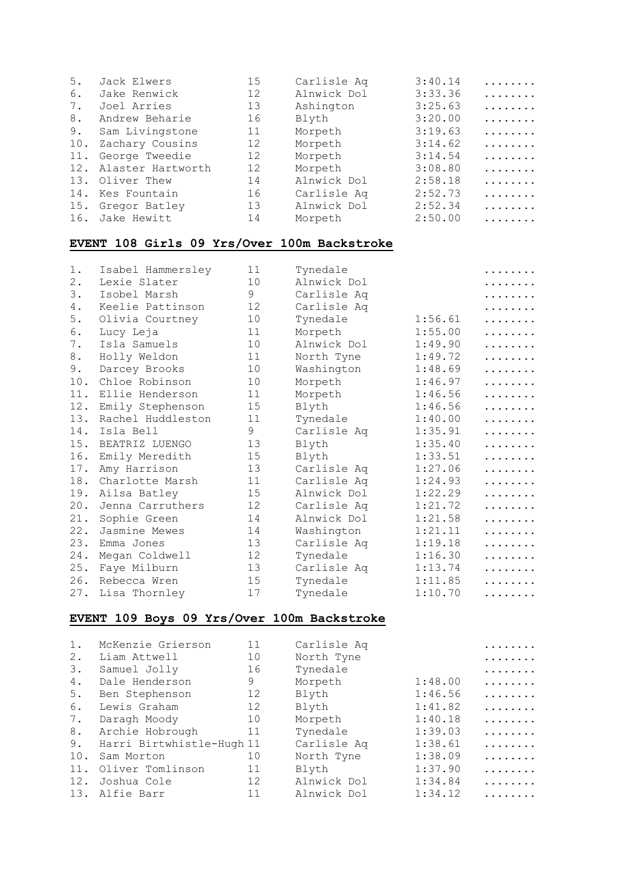| | | | | | |
|---|---|---|---|---|---|
| 5. | Jack Elwers | 15 | Carlisle Aq | 3:40.14 | ........ |
| 6. | Jake Renwick | 12 | Alnwick Dol | 3:33.36 | ........ |
| 7. | Joel Arries | 13 | Ashington | 3:25.63 | ........ |
| 8. | Andrew Beharie | 16 | Blyth | 3:20.00 | ........ |
| 9. | Sam Livingstone | 11 | Morpeth | 3:19.63 | ........ |
| 10. | Zachary Cousins | 12 | Morpeth | 3:14.62 | ........ |
| 11. | George Tweedie | 12 | Morpeth | 3:14.54 | ........ |
| 12. | Alaster Hartworth | 12 | Morpeth | 3:08.80 | ........ |
| 13. | Oliver Thew | 14 | Alnwick Dol | 2:58.18 | ........ |
| 14. | Kes Fountain | 16 | Carlisle Aq | 2:52.73 | ........ |
| 15. | Gregor Batley | 13 | Alnwick Dol | 2:52.34 | ........ |
| 16. | Jake Hewitt | 14 | Morpeth | 2:50.00 | ........ |

## EVENT 108 Girls 09 Yrs/Over 100m Backstroke

| | | | | | |
|---|---|---|---|---|---|
| 1. | Isabel Hammersley | 11 | Tynedale | | ........ |
| 2. | Lexie Slater | 10 | Alnwick Dol | | ........ |
| 3. | Isobel Marsh | 9 | Carlisle Aq | | ........ |
| 4. | Keelie Pattinson | 12 | Carlisle Aq | | ........ |
| 5. | Olivia Courtney | 10 | Tynedale | 1:56.61 | ........ |
| 6. | Lucy Leja | 11 | Morpeth | 1:55.00 | ........ |
| 7. | Isla Samuels | 10 | Alnwick Dol | 1:49.90 | ........ |
| 8. | Holly Weldon | 11 | North Tyne | 1:49.72 | ........ |
| 9. | Darcey Brooks | 10 | Washington | 1:48.69 | ........ |
| 10. | Chloe Robinson | 10 | Morpeth | 1:46.97 | ........ |
| 11. | Ellie Henderson | 11 | Morpeth | 1:46.56 | ........ |
| 12. | Emily Stephenson | 15 | Blyth | 1:46.56 | ........ |
| 13. | Rachel Huddleston | 11 | Tynedale | 1:40.00 | ........ |
| 14. | Isla Bell | 9 | Carlisle Aq | 1:35.91 | ........ |
| 15. | BEATRIZ LUENGO | 13 | Blyth | 1:35.40 | ........ |
| 16. | Emily Meredith | 15 | Blyth | 1:33.51 | ........ |
| 17. | Amy Harrison | 13 | Carlisle Aq | 1:27.06 | ........ |
| 18. | Charlotte Marsh | 11 | Carlisle Aq | 1:24.93 | ........ |
| 19. | Ailsa Batley | 15 | Alnwick Dol | 1:22.29 | ........ |
| 20. | Jenna Carruthers | 12 | Carlisle Aq | 1:21.72 | ........ |
| 21. | Sophie Green | 14 | Alnwick Dol | 1:21.58 | ........ |
| 22. | Jasmine Mewes | 14 | Washington | 1:21.11 | ........ |
| 23. | Emma Jones | 13 | Carlisle Aq | 1:19.18 | ........ |
| 24. | Megan Coldwell | 12 | Tynedale | 1:16.30 | ........ |
| 25. | Faye Milburn | 13 | Carlisle Aq | 1:13.74 | ........ |
| 26. | Rebecca Wren | 15 | Tynedale | 1:11.85 | ........ |
| 27. | Lisa Thornley | 17 | Tynedale | 1:10.70 | ........ |

## EVENT 109 Boys 09 Yrs/Over 100m Backstroke

| | | | | | |
|---|---|---|---|---|---|
| 1. | McKenzie Grierson | 11 | Carlisle Aq | | ........ |
| 2. | Liam Attwell | 10 | North Tyne | | ........ |
| 3. | Samuel Jolly | 16 | Tynedale | | ........ |
| 4. | Dale Henderson | 9 | Morpeth | 1:48.00 | ........ |
| 5. | Ben Stephenson | 12 | Blyth | 1:46.56 | ........ |
| 6. | Lewis Graham | 12 | Blyth | 1:41.82 | ........ |
| 7. | Daragh Moody | 10 | Morpeth | 1:40.18 | ........ |
| 8. | Archie Hobrough | 11 | Tynedale | 1:39.03 | ........ |
| 9. | Harri Birtwhistle-Hugh | 11 | Carlisle Aq | 1:38.61 | ........ |
| 10. | Sam Morton | 10 | North Tyne | 1:38.09 | ........ |
| 11. | Oliver Tomlinson | 11 | Blyth | 1:37.90 | ........ |
| 12. | Joshua Cole | 12 | Alnwick Dol | 1:34.84 | ........ |
| 13. | Alfie Barr | 11 | Alnwick Dol | 1:34.12 | ........ |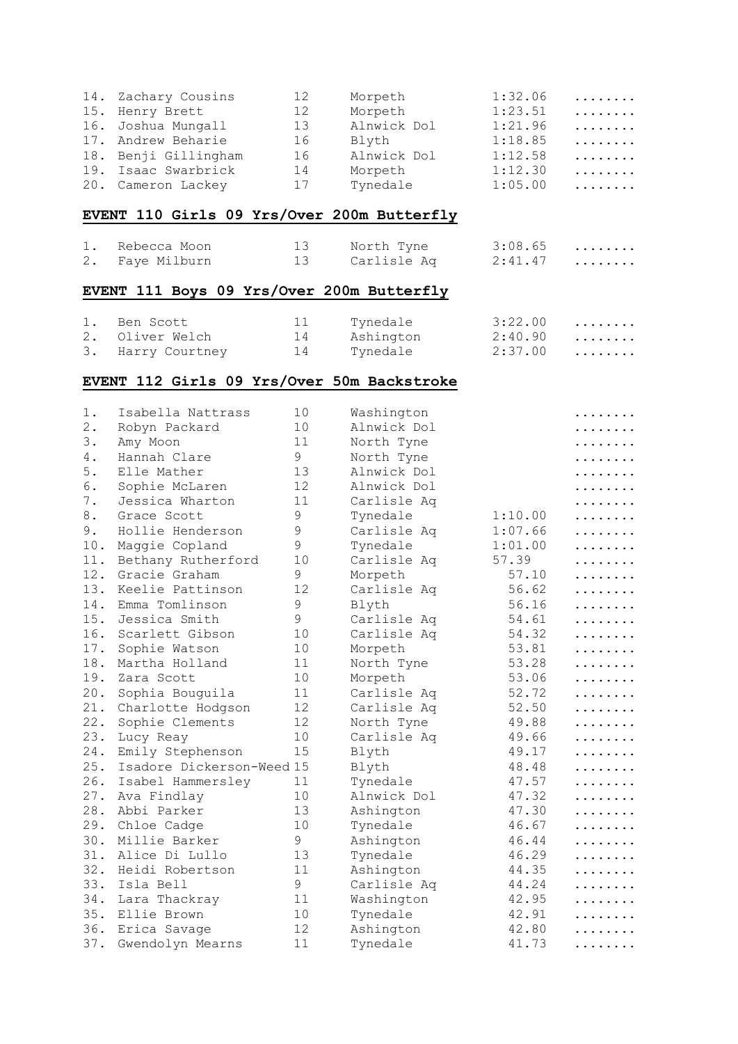| | | | | | |
|---|---|---|---|---|---|
| 14. | Zachary Cousins | 12 | Morpeth | 1:32.06 | ........ |
| 15. | Henry Brett | 12 | Morpeth | 1:23.51 | ........ |
| 16. | Joshua Mungall | 13 | Alnwick Dol | 1:21.96 | ........ |
| 17. | Andrew Beharie | 16 | Blyth | 1:18.85 | ........ |
| 18. | Benji Gillingham | 16 | Alnwick Dol | 1:12.58 | ........ |
| 19. | Isaac Swarbrick | 14 | Morpeth | 1:12.30 | ........ |
| 20. | Cameron Lackey | 17 | Tynedale | 1:05.00 | ........ |

## **EVENT 110 Girls 09 Yrs/Over 200m Butterfly**

| | | | | | |
|---|---|---|---|---|---|
| 1. | Rebecca Moon | 13 | North Tyne | 3:08.65 | ........ |
| 2. | Faye Milburn | 13 | Carlisle Aq | 2:41.47 | ........ |

## **EVENT 111 Boys 09 Yrs/Over 200m Butterfly**

| | | | | | |
|---|---|---|---|---|---|
| 1. | Ben Scott | 11 | Tynedale | 3:22.00 | ........ |
| 2. | Oliver Welch | 14 | Ashington | 2:40.90 | ........ |
| 3. | Harry Courtney | 14 | Tynedale | 2:37.00 | ........ |

## **EVENT 112 Girls 09 Yrs/Over 50m Backstroke**

| | | | | | |
|---|---|---|---|---|---|
| 1. | Isabella Nattrass | 10 | Washington | | ........ |
| 2. | Robyn Packard | 10 | Alnwick Dol | | ........ |
| 3. | Amy Moon | 11 | North Tyne | | ........ |
| 4. | Hannah Clare | 9 | North Tyne | | ........ |
| 5. | Elle Mather | 13 | Alnwick Dol | | ........ |
| 6. | Sophie McLaren | 12 | Alnwick Dol | | ........ |
| 7. | Jessica Wharton | 11 | Carlisle Aq | | ........ |
| 8. | Grace Scott | 9 | Tynedale | 1:10.00 | ........ |
| 9. | Hollie Henderson | 9 | Carlisle Aq | 1:07.66 | ........ |
| 10. | Maggie Copland | 9 | Tynedale | 1:01.00 | ........ |
| 11. | Bethany Rutherford | 10 | Carlisle Aq | 57.39 | ........ |
| 12. | Gracie Graham | 9 | Morpeth | 57.10 | ........ |
| 13. | Keelie Pattinson | 12 | Carlisle Aq | 56.62 | ........ |
| 14. | Emma Tomlinson | 9 | Blyth | 56.16 | ........ |
| 15. | Jessica Smith | 9 | Carlisle Aq | 54.61 | ........ |
| 16. | Scarlett Gibson | 10 | Carlisle Aq | 54.32 | ........ |
| 17. | Sophie Watson | 10 | Morpeth | 53.81 | ........ |
| 18. | Martha Holland | 11 | North Tyne | 53.28 | ........ |
| 19. | Zara Scott | 10 | Morpeth | 53.06 | ........ |
| 20. | Sophia Bouguila | 11 | Carlisle Aq | 52.72 | ........ |
| 21. | Charlotte Hodgson | 12 | Carlisle Aq | 52.50 | ........ |
| 22. | Sophie Clements | 12 | North Tyne | 49.88 | ........ |
| 23. | Lucy Reay | 10 | Carlisle Aq | 49.66 | ........ |
| 24. | Emily Stephenson | 15 | Blyth | 49.17 | ........ |
| 25. | Isadore Dickerson-Weed | 15 | Blyth | 48.48 | ........ |
| 26. | Isabel Hammersley | 11 | Tynedale | 47.57 | ........ |
| 27. | Ava Findlay | 10 | Alnwick Dol | 47.32 | ........ |
| 28. | Abbi Parker | 13 | Ashington | 47.30 | ........ |
| 29. | Chloe Cadge | 10 | Tynedale | 46.67 | ........ |
| 30. | Millie Barker | 9 | Ashington | 46.44 | ........ |
| 31. | Alice Di Lullo | 13 | Tynedale | 46.29 | ........ |
| 32. | Heidi Robertson | 11 | Ashington | 44.35 | ........ |
| 33. | Isla Bell | 9 | Carlisle Aq | 44.24 | ........ |
| 34. | Lara Thackray | 11 | Washington | 42.95 | ........ |
| 35. | Ellie Brown | 10 | Tynedale | 42.91 | ........ |
| 36. | Erica Savage | 12 | Ashington | 42.80 | ........ |
| 37. | Gwendolyn Mearns | 11 | Tynedale | 41.73 | ........ |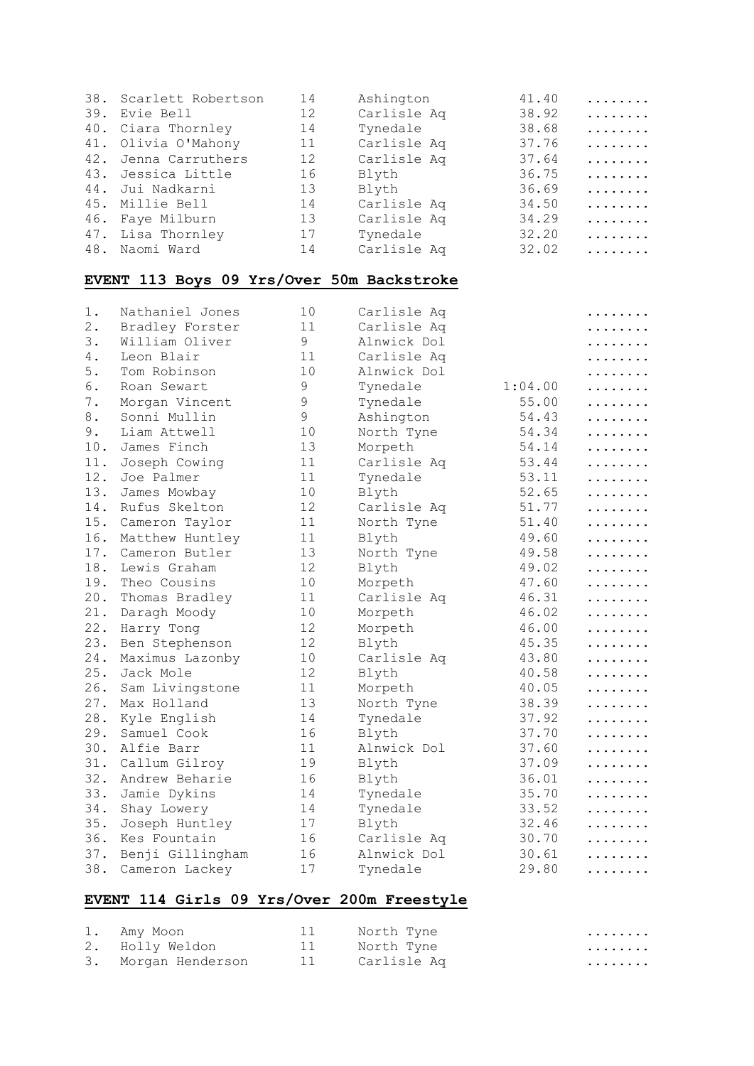| | | | | | |
|---|---|---|---|---|---|
| 38. | Scarlett Robertson | 14 | Ashington | 41.40 | ........ |
| 39. | Evie Bell | 12 | Carlisle Aq | 38.92 | ........ |
| 40. | Ciara Thornley | 14 | Tynedale | 38.68 | ........ |
| 41. | Olivia O'Mahony | 11 | Carlisle Aq | 37.76 | ........ |
| 42. | Jenna Carruthers | 12 | Carlisle Aq | 37.64 | ........ |
| 43. | Jessica Little | 16 | Blyth | 36.75 | ........ |
| 44. | Jui Nadkarni | 13 | Blyth | 36.69 | ........ |
| 45. | Millie Bell | 14 | Carlisle Aq | 34.50 | ........ |
| 46. | Faye Milburn | 13 | Carlisle Aq | 34.29 | ........ |
| 47. | Lisa Thornley | 17 | Tynedale | 32.20 | ........ |
| 48. | Naomi Ward | 14 | Carlisle Aq | 32.02 | ........ |

## EVENT 113 Boys 09 Yrs/Over 50m Backstroke

| | | | | | |
|---|---|---|---|---|---|
| 1. | Nathaniel Jones | 10 | Carlisle Aq | | ........ |
| 2. | Bradley Forster | 11 | Carlisle Aq | | ........ |
| 3. | William Oliver | 9 | Alnwick Dol | | ........ |
| 4. | Leon Blair | 11 | Carlisle Aq | | ........ |
| 5. | Tom Robinson | 10 | Alnwick Dol | | ........ |
| 6. | Roan Sewart | 9 | Tynedale | 1:04.00 | ........ |
| 7. | Morgan Vincent | 9 | Tynedale | 55.00 | ........ |
| 8. | Sonni Mullin | 9 | Ashington | 54.43 | ........ |
| 9. | Liam Attwell | 10 | North Tyne | 54.34 | ........ |
| 10. | James Finch | 13 | Morpeth | 54.14 | ........ |
| 11. | Joseph Cowing | 11 | Carlisle Aq | 53.44 | ........ |
| 12. | Joe Palmer | 11 | Tynedale | 53.11 | ........ |
| 13. | James Mowbay | 10 | Blyth | 52.65 | ........ |
| 14. | Rufus Skelton | 12 | Carlisle Aq | 51.77 | ........ |
| 15. | Cameron Taylor | 11 | North Tyne | 51.40 | ........ |
| 16. | Matthew Huntley | 11 | Blyth | 49.60 | ........ |
| 17. | Cameron Butler | 13 | North Tyne | 49.58 | ........ |
| 18. | Lewis Graham | 12 | Blyth | 49.02 | ........ |
| 19. | Theo Cousins | 10 | Morpeth | 47.60 | ........ |
| 20. | Thomas Bradley | 11 | Carlisle Aq | 46.31 | ........ |
| 21. | Daragh Moody | 10 | Morpeth | 46.02 | ........ |
| 22. | Harry Tong | 12 | Morpeth | 46.00 | ........ |
| 23. | Ben Stephenson | 12 | Blyth | 45.35 | ........ |
| 24. | Maximus Lazonby | 10 | Carlisle Aq | 43.80 | ........ |
| 25. | Jack Mole | 12 | Blyth | 40.58 | ........ |
| 26. | Sam Livingstone | 11 | Morpeth | 40.05 | ........ |
| 27. | Max Holland | 13 | North Tyne | 38.39 | ........ |
| 28. | Kyle English | 14 | Tynedale | 37.92 | ........ |
| 29. | Samuel Cook | 16 | Blyth | 37.70 | ........ |
| 30. | Alfie Barr | 11 | Alnwick Dol | 37.60 | ........ |
| 31. | Callum Gilroy | 19 | Blyth | 37.09 | ........ |
| 32. | Andrew Beharie | 16 | Blyth | 36.01 | ........ |
| 33. | Jamie Dykins | 14 | Tynedale | 35.70 | ........ |
| 34. | Shay Lowery | 14 | Tynedale | 33.52 | ........ |
| 35. | Joseph Huntley | 17 | Blyth | 32.46 | ........ |
| 36. | Kes Fountain | 16 | Carlisle Aq | 30.70 | ........ |
| 37. | Benji Gillingham | 16 | Alnwick Dol | 30.61 | ........ |
| 38. | Cameron Lackey | 17 | Tynedale | 29.80 | ........ |

## EVENT 114 Girls 09 Yrs/Over 200m Freestyle

| | | | | | |
|---|---|---|---|---|---|
| 1. | Amy Moon | 11 | North Tyne | | ........ |
| 2. | Holly Weldon | 11 | North Tyne | | ........ |
| 3. | Morgan Henderson | 11 | Carlisle Aq | | ........ |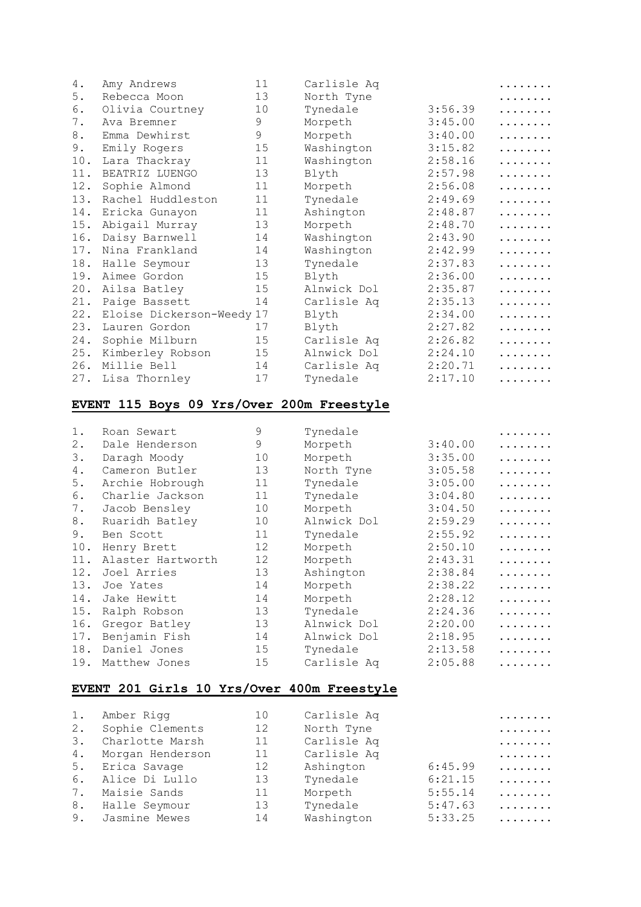| | | | | | |
|---|---|---|---|---|---|
| 4. | Amy Andrews | 11 | Carlisle Aq | | ........ |
| 5. | Rebecca Moon | 13 | North Tyne | | ........ |
| 6. | Olivia Courtney | 10 | Tynedale | 3:56.39 | ........ |
| 7. | Ava Bremner | 9 | Morpeth | 3:45.00 | ........ |
| 8. | Emma Dewhirst | 9 | Morpeth | 3:40.00 | ........ |
| 9. | Emily Rogers | 15 | Washington | 3:15.82 | ........ |
| 10. | Lara Thackray | 11 | Washington | 2:58.16 | ........ |
| 11. | BEATRIZ LUENGO | 13 | Blyth | 2:57.98 | ........ |
| 12. | Sophie Almond | 11 | Morpeth | 2:56.08 | ........ |
| 13. | Rachel Huddleston | 11 | Tynedale | 2:49.69 | ........ |
| 14. | Ericka Gunayon | 11 | Ashington | 2:48.87 | ........ |
| 15. | Abigail Murray | 13 | Morpeth | 2:48.70 | ........ |
| 16. | Daisy Barnwell | 14 | Washington | 2:43.90 | ........ |
| 17. | Nina Frankland | 14 | Washington | 2:42.99 | ........ |
| 18. | Halle Seymour | 13 | Tynedale | 2:37.83 | ........ |
| 19. | Aimee Gordon | 15 | Blyth | 2:36.00 | ........ |
| 20. | Ailsa Batley | 15 | Alnwick Dol | 2:35.87 | ........ |
| 21. | Paige Bassett | 14 | Carlisle Aq | 2:35.13 | ........ |
| 22. | Eloise Dickerson-Weedy | 17 | Blyth | 2:34.00 | ........ |
| 23. | Lauren Gordon | 17 | Blyth | 2:27.82 | ........ |
| 24. | Sophie Milburn | 15 | Carlisle Aq | 2:26.82 | ........ |
| 25. | Kimberley Robson | 15 | Alnwick Dol | 2:24.10 | ........ |
| 26. | Millie Bell | 14 | Carlisle Aq | 2:20.71 | ........ |
| 27. | Lisa Thornley | 17 | Tynedale | 2:17.10 | ........ |

## EVENT 115 Boys 09 Yrs/Over 200m Freestyle

| | | | | | |
|---|---|---|---|---|---|
| 1. | Roan Sewart | 9 | Tynedale | | ........ |
| 2. | Dale Henderson | 9 | Morpeth | 3:40.00 | ........ |
| 3. | Daragh Moody | 10 | Morpeth | 3:35.00 | ........ |
| 4. | Cameron Butler | 13 | North Tyne | 3:05.58 | ........ |
| 5. | Archie Hobrough | 11 | Tynedale | 3:05.00 | ........ |
| 6. | Charlie Jackson | 11 | Tynedale | 3:04.80 | ........ |
| 7. | Jacob Bensley | 10 | Morpeth | 3:04.50 | ........ |
| 8. | Ruaridh Batley | 10 | Alnwick Dol | 2:59.29 | ........ |
| 9. | Ben Scott | 11 | Tynedale | 2:55.92 | ........ |
| 10. | Henry Brett | 12 | Morpeth | 2:50.10 | ........ |
| 11. | Alaster Hartworth | 12 | Morpeth | 2:43.31 | ........ |
| 12. | Joel Arries | 13 | Ashington | 2:38.84 | ........ |
| 13. | Joe Yates | 14 | Morpeth | 2:38.22 | ........ |
| 14. | Jake Hewitt | 14 | Morpeth | 2:28.12 | ........ |
| 15. | Ralph Robson | 13 | Tynedale | 2:24.36 | ........ |
| 16. | Gregor Batley | 13 | Alnwick Dol | 2:20.00 | ........ |
| 17. | Benjamin Fish | 14 | Alnwick Dol | 2:18.95 | ........ |
| 18. | Daniel Jones | 15 | Tynedale | 2:13.58 | ........ |
| 19. | Matthew Jones | 15 | Carlisle Aq | 2:05.88 | ........ |

## EVENT 201 Girls 10 Yrs/Over 400m Freestyle

| | | | | | |
|---|---|---|---|---|---|
| 1. | Amber Rigg | 10 | Carlisle Aq | | ........ |
| 2. | Sophie Clements | 12 | North Tyne | | ........ |
| 3. | Charlotte Marsh | 11 | Carlisle Aq | | ........ |
| 4. | Morgan Henderson | 11 | Carlisle Aq | | ........ |
| 5. | Erica Savage | 12 | Ashington | 6:45.99 | ........ |
| 6. | Alice Di Lullo | 13 | Tynedale | 6:21.15 | ........ |
| 7. | Maisie Sands | 11 | Morpeth | 5:55.14 | ........ |
| 8. | Halle Seymour | 13 | Tynedale | 5:47.63 | ........ |
| 9. | Jasmine Mewes | 14 | Washington | 5:33.25 | ........ |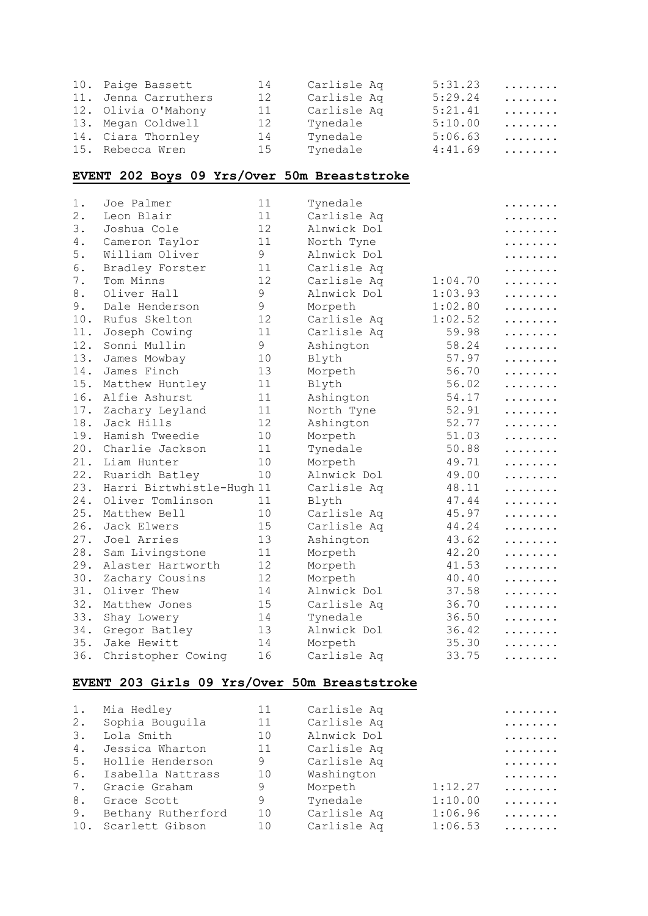| | | | | | |
|---|---|---|---|---|---|
| 10. | Paige Bassett | 14 | Carlisle Aq | 5:31.23 | ........ |
| 11. | Jenna Carruthers | 12 | Carlisle Aq | 5:29.24 | ........ |
| 12. | Olivia O'Mahony | 11 | Carlisle Aq | 5:21.41 | ........ |
| 13. | Megan Coldwell | 12 | Tynedale | 5:10.00 | ........ |
| 14. | Ciara Thornley | 14 | Tynedale | 5:06.63 | ........ |
| 15. | Rebecca Wren | 15 | Tynedale | 4:41.69 | ........ |

## EVENT 202 Boys 09 Yrs/Over 50m Breaststroke

| | | | | | |
|---|---|---|---|---|---|
| 1. | Joe Palmer | 11 | Tynedale | | ........ |
| 2. | Leon Blair | 11 | Carlisle Aq | | ........ |
| 3. | Joshua Cole | 12 | Alnwick Dol | | ........ |
| 4. | Cameron Taylor | 11 | North Tyne | | ........ |
| 5. | William Oliver | 9 | Alnwick Dol | | ........ |
| 6. | Bradley Forster | 11 | Carlisle Aq | | ........ |
| 7. | Tom Minns | 12 | Carlisle Aq | 1:04.70 | ........ |
| 8. | Oliver Hall | 9 | Alnwick Dol | 1:03.93 | ........ |
| 9. | Dale Henderson | 9 | Morpeth | 1:02.80 | ........ |
| 10. | Rufus Skelton | 12 | Carlisle Aq | 1:02.52 | ........ |
| 11. | Joseph Cowing | 11 | Carlisle Aq | 59.98 | ........ |
| 12. | Sonni Mullin | 9 | Ashington | 58.24 | ........ |
| 13. | James Mowbay | 10 | Blyth | 57.97 | ........ |
| 14. | James Finch | 13 | Morpeth | 56.70 | ........ |
| 15. | Matthew Huntley | 11 | Blyth | 56.02 | ........ |
| 16. | Alfie Ashurst | 11 | Ashington | 54.17 | ........ |
| 17. | Zachary Leyland | 11 | North Tyne | 52.91 | ........ |
| 18. | Jack Hills | 12 | Ashington | 52.77 | ........ |
| 19. | Hamish Tweedie | 10 | Morpeth | 51.03 | ........ |
| 20. | Charlie Jackson | 11 | Tynedale | 50.88 | ........ |
| 21. | Liam Hunter | 10 | Morpeth | 49.71 | ........ |
| 22. | Ruaridh Batley | 10 | Alnwick Dol | 49.00 | ........ |
| 23. | Harri Birtwhistle-Hugh | 11 | Carlisle Aq | 48.11 | ........ |
| 24. | Oliver Tomlinson | 11 | Blyth | 47.44 | ........ |
| 25. | Matthew Bell | 10 | Carlisle Aq | 45.97 | ........ |
| 26. | Jack Elwers | 15 | Carlisle Aq | 44.24 | ........ |
| 27. | Joel Arries | 13 | Ashington | 43.62 | ........ |
| 28. | Sam Livingstone | 11 | Morpeth | 42.20 | ........ |
| 29. | Alaster Hartworth | 12 | Morpeth | 41.53 | ........ |
| 30. | Zachary Cousins | 12 | Morpeth | 40.40 | ........ |
| 31. | Oliver Thew | 14 | Alnwick Dol | 37.58 | ........ |
| 32. | Matthew Jones | 15 | Carlisle Aq | 36.70 | ........ |
| 33. | Shay Lowery | 14 | Tynedale | 36.50 | ........ |
| 34. | Gregor Batley | 13 | Alnwick Dol | 36.42 | ........ |
| 35. | Jake Hewitt | 14 | Morpeth | 35.30 | ........ |
| 36. | Christopher Cowing | 16 | Carlisle Aq | 33.75 | ........ |

## EVENT 203 Girls 09 Yrs/Over 50m Breaststroke

| | | | | | |
|---|---|---|---|---|---|
| 1. | Mia Hedley | 11 | Carlisle Aq | | ........ |
| 2. | Sophia Bouguila | 11 | Carlisle Aq | | ........ |
| 3. | Lola Smith | 10 | Alnwick Dol | | ........ |
| 4. | Jessica Wharton | 11 | Carlisle Aq | | ........ |
| 5. | Hollie Henderson | 9 | Carlisle Aq | | ........ |
| 6. | Isabella Nattrass | 10 | Washington | | ........ |
| 7. | Gracie Graham | 9 | Morpeth | 1:12.27 | ........ |
| 8. | Grace Scott | 9 | Tynedale | 1:10.00 | ........ |
| 9. | Bethany Rutherford | 10 | Carlisle Aq | 1:06.96 | ........ |
| 10. | Scarlett Gibson | 10 | Carlisle Aq | 1:06.53 | ........ |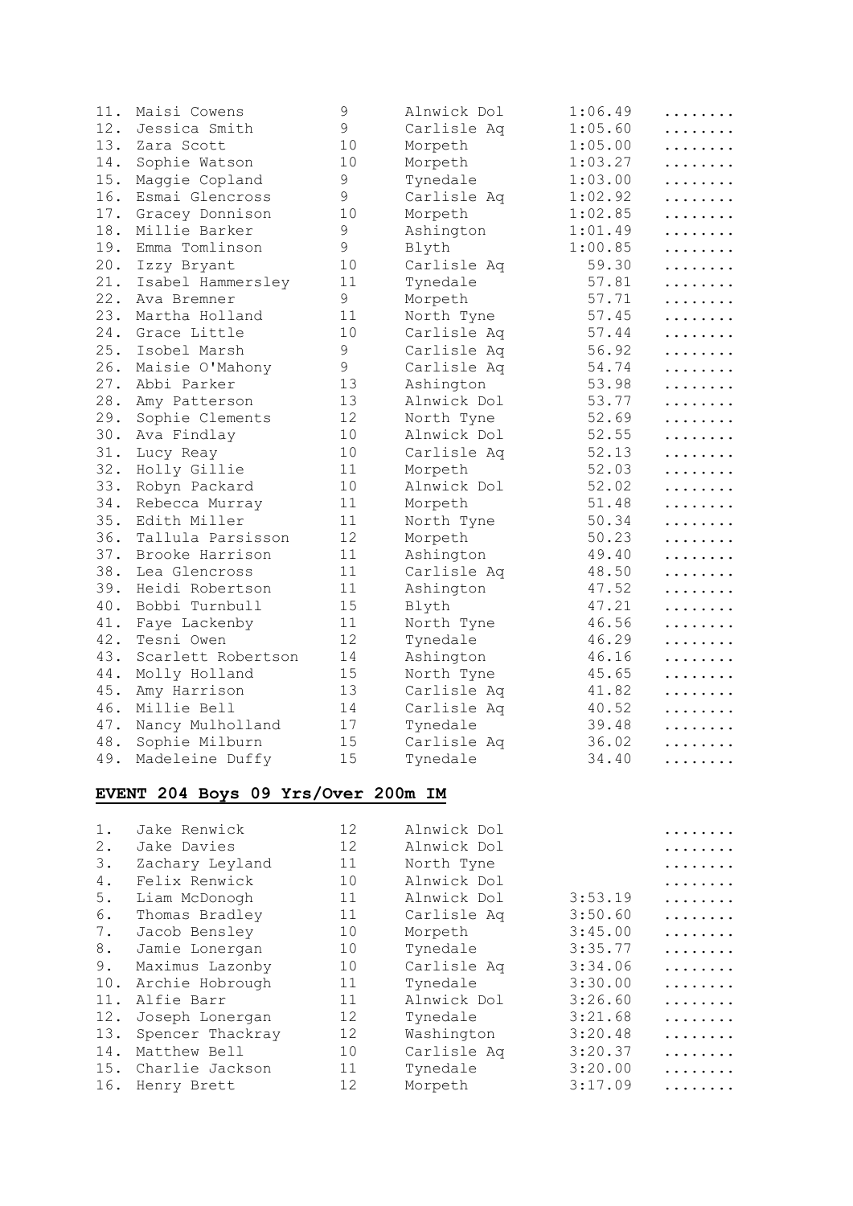| | | | | | |
|---|---|---|---|---|---|
| 11. | Maisi Cowens | 9 | Alnwick Dol | 1:06.49 | ........ |
| 12. | Jessica Smith | 9 | Carlisle Aq | 1:05.60 | ........ |
| 13. | Zara Scott | 10 | Morpeth | 1:05.00 | ........ |
| 14. | Sophie Watson | 10 | Morpeth | 1:03.27 | ........ |
| 15. | Maggie Copland | 9 | Tynedale | 1:03.00 | ........ |
| 16. | Esmai Glencross | 9 | Carlisle Aq | 1:02.92 | ........ |
| 17. | Gracey Donnison | 10 | Morpeth | 1:02.85 | ........ |
| 18. | Millie Barker | 9 | Ashington | 1:01.49 | ........ |
| 19. | Emma Tomlinson | 9 | Blyth | 1:00.85 | ........ |
| 20. | Izzy Bryant | 10 | Carlisle Aq | 59.30 | ........ |
| 21. | Isabel Hammersley | 11 | Tynedale | 57.81 | ........ |
| 22. | Ava Bremner | 9 | Morpeth | 57.71 | ........ |
| 23. | Martha Holland | 11 | North Tyne | 57.45 | ........ |
| 24. | Grace Little | 10 | Carlisle Aq | 57.44 | ........ |
| 25. | Isobel Marsh | 9 | Carlisle Aq | 56.92 | ........ |
| 26. | Maisie O'Mahony | 9 | Carlisle Aq | 54.74 | ........ |
| 27. | Abbi Parker | 13 | Ashington | 53.98 | ........ |
| 28. | Amy Patterson | 13 | Alnwick Dol | 53.77 | ........ |
| 29. | Sophie Clements | 12 | North Tyne | 52.69 | ........ |
| 30. | Ava Findlay | 10 | Alnwick Dol | 52.55 | ........ |
| 31. | Lucy Reay | 10 | Carlisle Aq | 52.13 | ........ |
| 32. | Holly Gillie | 11 | Morpeth | 52.03 | ........ |
| 33. | Robyn Packard | 10 | Alnwick Dol | 52.02 | ........ |
| 34. | Rebecca Murray | 11 | Morpeth | 51.48 | ........ |
| 35. | Edith Miller | 11 | North Tyne | 50.34 | ........ |
| 36. | Tallula Parsisson | 12 | Morpeth | 50.23 | ........ |
| 37. | Brooke Harrison | 11 | Ashington | 49.40 | ........ |
| 38. | Lea Glencross | 11 | Carlisle Aq | 48.50 | ........ |
| 39. | Heidi Robertson | 11 | Ashington | 47.52 | ........ |
| 40. | Bobbi Turnbull | 15 | Blyth | 47.21 | ........ |
| 41. | Faye Lackenby | 11 | North Tyne | 46.56 | ........ |
| 42. | Tesni Owen | 12 | Tynedale | 46.29 | ........ |
| 43. | Scarlett Robertson | 14 | Ashington | 46.16 | ........ |
| 44. | Molly Holland | 15 | North Tyne | 45.65 | ........ |
| 45. | Amy Harrison | 13 | Carlisle Aq | 41.82 | ........ |
| 46. | Millie Bell | 14 | Carlisle Aq | 40.52 | ........ |
| 47. | Nancy Mulholland | 17 | Tynedale | 39.48 | ........ |
| 48. | Sophie Milburn | 15 | Carlisle Aq | 36.02 | ........ |
| 49. | Madeleine Duffy | 15 | Tynedale | 34.40 | ........ |

## EVENT 204 Boys 09 Yrs/Over 200m IM

| | | | | | |
|---|---|---|---|---|---|
| 1. | Jake Renwick | 12 | Alnwick Dol | | ........ |
| 2. | Jake Davies | 12 | Alnwick Dol | | ........ |
| 3. | Zachary Leyland | 11 | North Tyne | | ........ |
| 4. | Felix Renwick | 10 | Alnwick Dol | | ........ |
| 5. | Liam McDonogh | 11 | Alnwick Dol | 3:53.19 | ........ |
| 6. | Thomas Bradley | 11 | Carlisle Aq | 3:50.60 | ........ |
| 7. | Jacob Bensley | 10 | Morpeth | 3:45.00 | ........ |
| 8. | Jamie Lonergan | 10 | Tynedale | 3:35.77 | ........ |
| 9. | Maximus Lazonby | 10 | Carlisle Aq | 3:34.06 | ........ |
| 10. | Archie Hobrough | 11 | Tynedale | 3:30.00 | ........ |
| 11. | Alfie Barr | 11 | Alnwick Dol | 3:26.60 | ........ |
| 12. | Joseph Lonergan | 12 | Tynedale | 3:21.68 | ........ |
| 13. | Spencer Thackray | 12 | Washington | 3:20.48 | ........ |
| 14. | Matthew Bell | 10 | Carlisle Aq | 3:20.37 | ........ |
| 15. | Charlie Jackson | 11 | Tynedale | 3:20.00 | ........ |
| 16. | Henry Brett | 12 | Morpeth | 3:17.09 | ........ |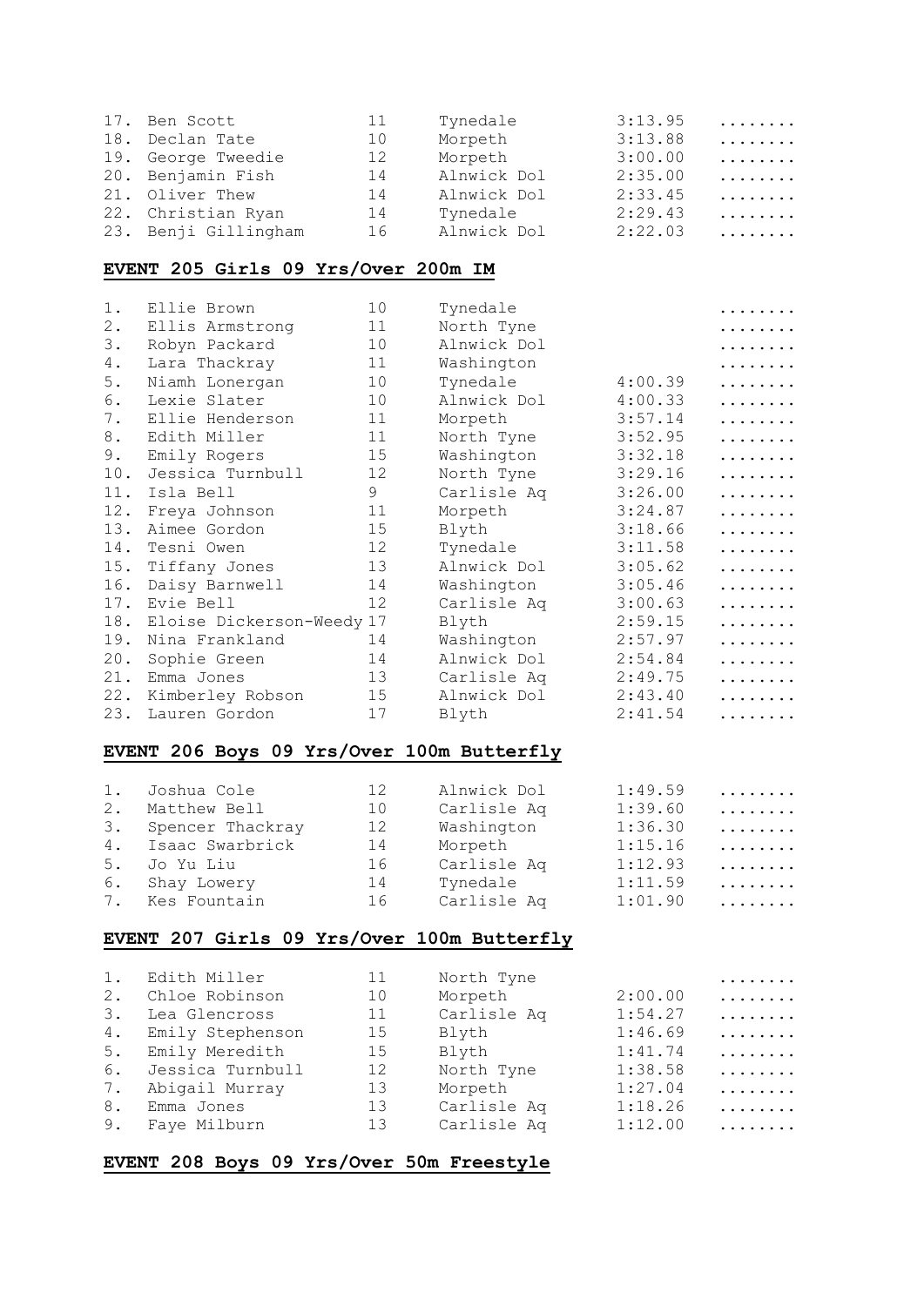| | | | | | |
|---|---|---|---|---|---|
| 17. | Ben Scott | 11 | Tynedale | 3:13.95 | ........ |
| 18. | Declan Tate | 10 | Morpeth | 3:13.88 | ........ |
| 19. | George Tweedie | 12 | Morpeth | 3:00.00 | ........ |
| 20. | Benjamin Fish | 14 | Alnwick Dol | 2:35.00 | ........ |
| 21. | Oliver Thew | 14 | Alnwick Dol | 2:33.45 | ........ |
| 22. | Christian Ryan | 14 | Tynedale | 2:29.43 | ........ |
| 23. | Benji Gillingham | 16 | Alnwick Dol | 2:22.03 | ........ |

## EVENT 205 Girls 09 Yrs/Over 200m IM

| | | | | | |
|---|---|---|---|---|---|
| 1. | Ellie Brown | 10 | Tynedale | | ........ |
| 2. | Ellis Armstrong | 11 | North Tyne | | ........ |
| 3. | Robyn Packard | 10 | Alnwick Dol | | ........ |
| 4. | Lara Thackray | 11 | Washington | | ........ |
| 5. | Niamh Lonergan | 10 | Tynedale | 4:00.39 | ........ |
| 6. | Lexie Slater | 10 | Alnwick Dol | 4:00.33 | ........ |
| 7. | Ellie Henderson | 11 | Morpeth | 3:57.14 | ........ |
| 8. | Edith Miller | 11 | North Tyne | 3:52.95 | ........ |
| 9. | Emily Rogers | 15 | Washington | 3:32.18 | ........ |
| 10. | Jessica Turnbull | 12 | North Tyne | 3:29.16 | ........ |
| 11. | Isla Bell | 9 | Carlisle Aq | 3:26.00 | ........ |
| 12. | Freya Johnson | 11 | Morpeth | 3:24.87 | ........ |
| 13. | Aimee Gordon | 15 | Blyth | 3:18.66 | ........ |
| 14. | Tesni Owen | 12 | Tynedale | 3:11.58 | ........ |
| 15. | Tiffany Jones | 13 | Alnwick Dol | 3:05.62 | ........ |
| 16. | Daisy Barnwell | 14 | Washington | 3:05.46 | ........ |
| 17. | Evie Bell | 12 | Carlisle Aq | 3:00.63 | ........ |
| 18. | Eloise Dickerson-Weedy | 17 | Blyth | 2:59.15 | ........ |
| 19. | Nina Frankland | 14 | Washington | 2:57.97 | ........ |
| 20. | Sophie Green | 14 | Alnwick Dol | 2:54.84 | ........ |
| 21. | Emma Jones | 13 | Carlisle Aq | 2:49.75 | ........ |
| 22. | Kimberley Robson | 15 | Alnwick Dol | 2:43.40 | ........ |
| 23. | Lauren Gordon | 17 | Blyth | 2:41.54 | ........ |

## EVENT 206 Boys 09 Yrs/Over 100m Butterfly

| | | | | | |
|---|---|---|---|---|---|
| 1. | Joshua Cole | 12 | Alnwick Dol | 1:49.59 | ........ |
| 2. | Matthew Bell | 10 | Carlisle Aq | 1:39.60 | ........ |
| 3. | Spencer Thackray | 12 | Washington | 1:36.30 | ........ |
| 4. | Isaac Swarbrick | 14 | Morpeth | 1:15.16 | ........ |
| 5. | Jo Yu Liu | 16 | Carlisle Aq | 1:12.93 | ........ |
| 6. | Shay Lowery | 14 | Tynedale | 1:11.59 | ........ |
| 7. | Kes Fountain | 16 | Carlisle Aq | 1:01.90 | ........ |

## EVENT 207 Girls 09 Yrs/Over 100m Butterfly

| | | | | | |
|---|---|---|---|---|---|
| 1. | Edith Miller | 11 | North Tyne | | ........ |
| 2. | Chloe Robinson | 10 | Morpeth | 2:00.00 | ........ |
| 3. | Lea Glencross | 11 | Carlisle Aq | 1:54.27 | ........ |
| 4. | Emily Stephenson | 15 | Blyth | 1:46.69 | ........ |
| 5. | Emily Meredith | 15 | Blyth | 1:41.74 | ........ |
| 6. | Jessica Turnbull | 12 | North Tyne | 1:38.58 | ........ |
| 7. | Abigail Murray | 13 | Morpeth | 1:27.04 | ........ |
| 8. | Emma Jones | 13 | Carlisle Aq | 1:18.26 | ........ |
| 9. | Faye Milburn | 13 | Carlisle Aq | 1:12.00 | ........ |

## EVENT 208 Boys 09 Yrs/Over 50m Freestyle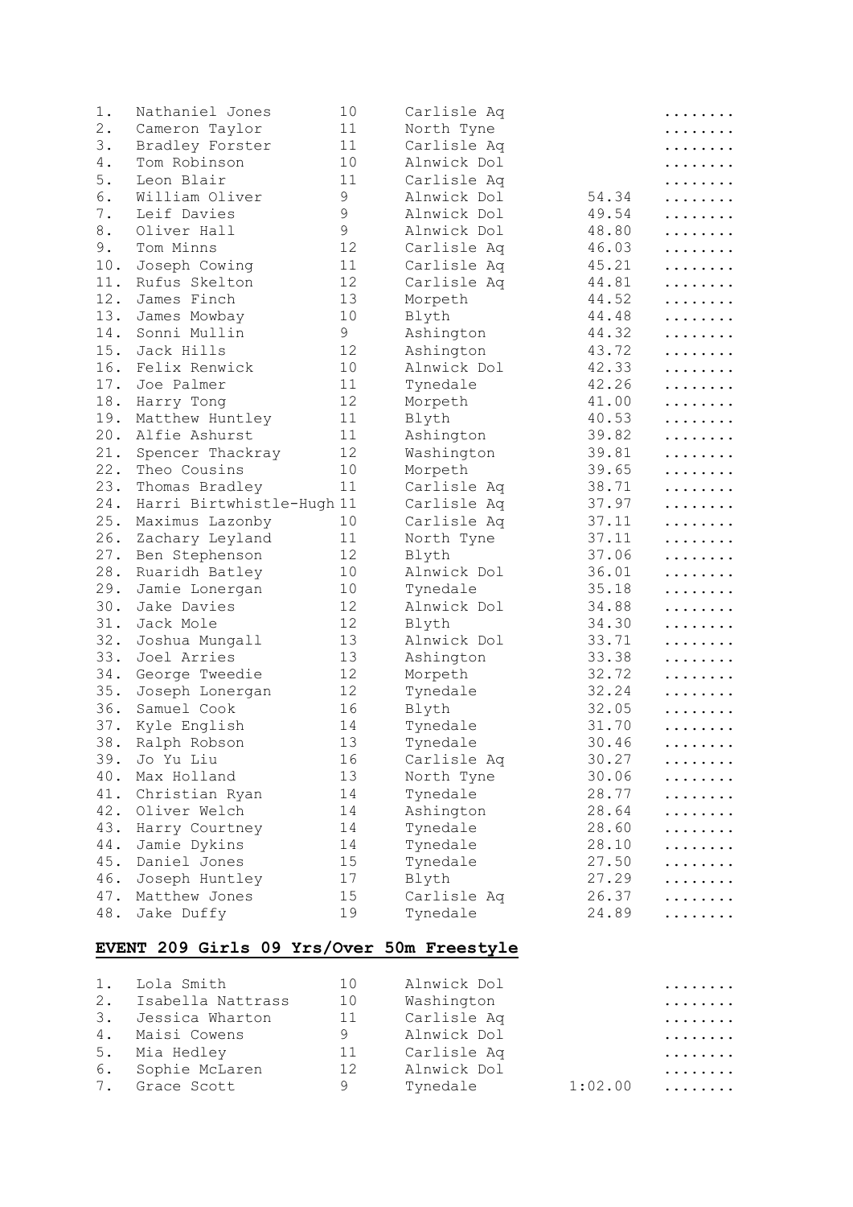| | | | | | |
|---|---|---|---|---|---|
| 1. | Nathaniel Jones | 10 | Carlisle Aq | | ........ |
| 2. | Cameron Taylor | 11 | North Tyne | | ........ |
| 3. | Bradley Forster | 11 | Carlisle Aq | | ........ |
| 4. | Tom Robinson | 10 | Alnwick Dol | | ........ |
| 5. | Leon Blair | 11 | Carlisle Aq | | ........ |
| 6. | William Oliver | 9 | Alnwick Dol | 54.34 | ........ |
| 7. | Leif Davies | 9 | Alnwick Dol | 49.54 | ........ |
| 8. | Oliver Hall | 9 | Alnwick Dol | 48.80 | ........ |
| 9. | Tom Minns | 12 | Carlisle Aq | 46.03 | ........ |
| 10. | Joseph Cowing | 11 | Carlisle Aq | 45.21 | ........ |
| 11. | Rufus Skelton | 12 | Carlisle Aq | 44.81 | ........ |
| 12. | James Finch | 13 | Morpeth | 44.52 | ........ |
| 13. | James Mowbay | 10 | Blyth | 44.48 | ........ |
| 14. | Sonni Mullin | 9 | Ashington | 44.32 | ........ |
| 15. | Jack Hills | 12 | Ashington | 43.72 | ........ |
| 16. | Felix Renwick | 10 | Alnwick Dol | 42.33 | ........ |
| 17. | Joe Palmer | 11 | Tynedale | 42.26 | ........ |
| 18. | Harry Tong | 12 | Morpeth | 41.00 | ........ |
| 19. | Matthew Huntley | 11 | Blyth | 40.53 | ........ |
| 20. | Alfie Ashurst | 11 | Ashington | 39.82 | ........ |
| 21. | Spencer Thackray | 12 | Washington | 39.81 | ........ |
| 22. | Theo Cousins | 10 | Morpeth | 39.65 | ........ |
| 23. | Thomas Bradley | 11 | Carlisle Aq | 38.71 | ........ |
| 24. | Harri Birtwhistle-Hugh | 11 | Carlisle Aq | 37.97 | ........ |
| 25. | Maximus Lazonby | 10 | Carlisle Aq | 37.11 | ........ |
| 26. | Zachary Leyland | 11 | North Tyne | 37.11 | ........ |
| 27. | Ben Stephenson | 12 | Blyth | 37.06 | ........ |
| 28. | Ruaridh Batley | 10 | Alnwick Dol | 36.01 | ........ |
| 29. | Jamie Lonergan | 10 | Tynedale | 35.18 | ........ |
| 30. | Jake Davies | 12 | Alnwick Dol | 34.88 | ........ |
| 31. | Jack Mole | 12 | Blyth | 34.30 | ........ |
| 32. | Joshua Mungall | 13 | Alnwick Dol | 33.71 | ........ |
| 33. | Joel Arries | 13 | Ashington | 33.38 | ........ |
| 34. | George Tweedie | 12 | Morpeth | 32.72 | ........ |
| 35. | Joseph Lonergan | 12 | Tynedale | 32.24 | ........ |
| 36. | Samuel Cook | 16 | Blyth | 32.05 | ........ |
| 37. | Kyle English | 14 | Tynedale | 31.70 | ........ |
| 38. | Ralph Robson | 13 | Tynedale | 30.46 | ........ |
| 39. | Jo Yu Liu | 16 | Carlisle Aq | 30.27 | ........ |
| 40. | Max Holland | 13 | North Tyne | 30.06 | ........ |
| 41. | Christian Ryan | 14 | Tynedale | 28.77 | ........ |
| 42. | Oliver Welch | 14 | Ashington | 28.64 | ........ |
| 43. | Harry Courtney | 14 | Tynedale | 28.60 | ........ |
| 44. | Jamie Dykins | 14 | Tynedale | 28.10 | ........ |
| 45. | Daniel Jones | 15 | Tynedale | 27.50 | ........ |
| 46. | Joseph Huntley | 17 | Blyth | 27.29 | ........ |
| 47. | Matthew Jones | 15 | Carlisle Aq | 26.37 | ........ |
| 48. | Jake Duffy | 19 | Tynedale | 24.89 | ........ |

## EVENT 209 Girls 09 Yrs/Over 50m Freestyle

| | | | | | |
|---|---|---|---|---|---|
| 1. | Lola Smith | 10 | Alnwick Dol | | ........ |
| 2. | Isabella Nattrass | 10 | Washington | | ........ |
| 3. | Jessica Wharton | 11 | Carlisle Aq | | ........ |
| 4. | Maisi Cowens | 9 | Alnwick Dol | | ........ |
| 5. | Mia Hedley | 11 | Carlisle Aq | | ........ |
| 6. | Sophie McLaren | 12 | Alnwick Dol | | ........ |
| 7. | Grace Scott | 9 | Tynedale | 1:02.00 | ........ |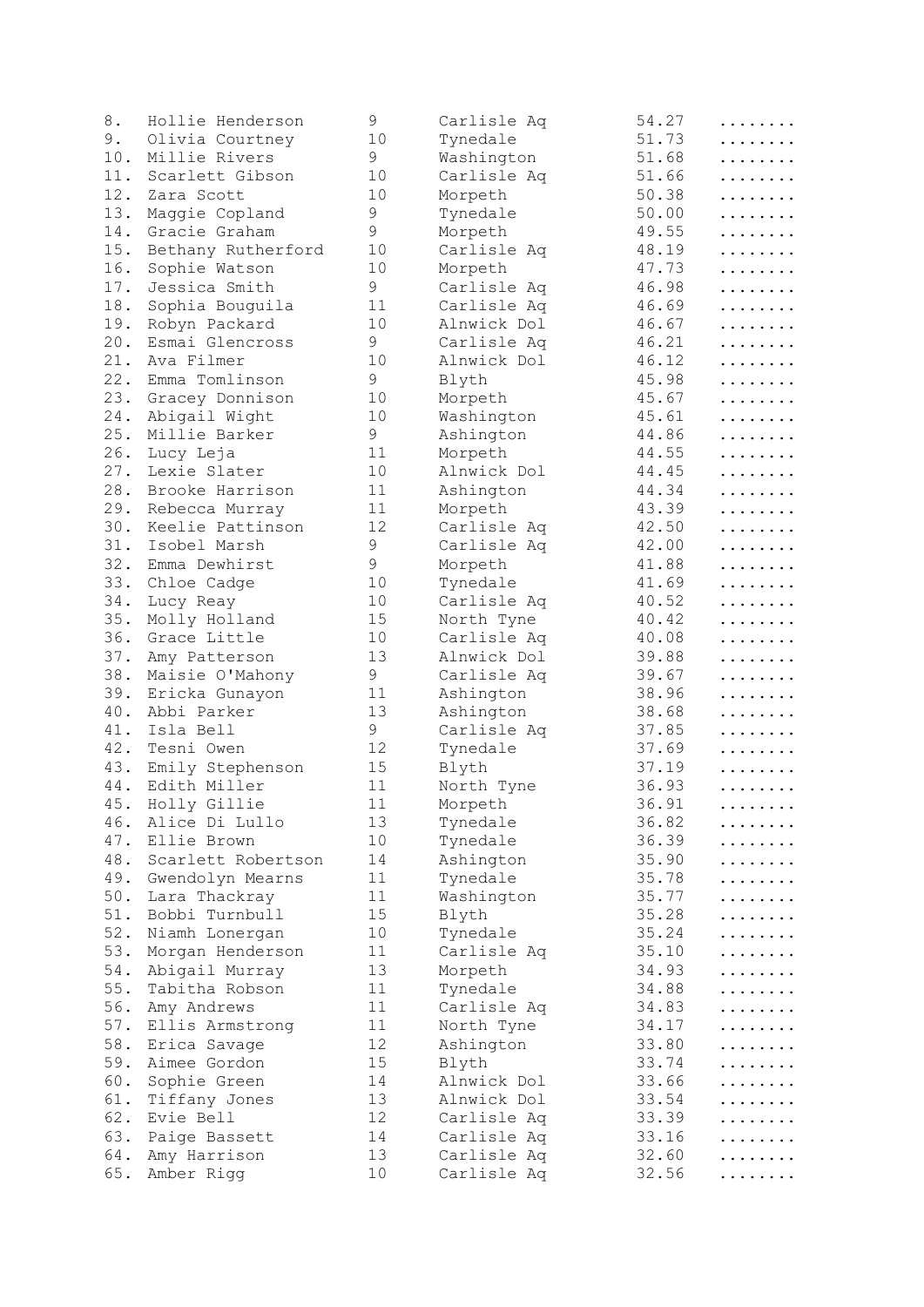| | | | | | |
|---|---|---|---|---|---|
| 8. | Hollie Henderson | 9 | Carlisle Aq | 54.27 | ........ |
| 9. | Olivia Courtney | 10 | Tynedale | 51.73 | ........ |
| 10. | Millie Rivers | 9 | Washington | 51.68 | ........ |
| 11. | Scarlett Gibson | 10 | Carlisle Aq | 51.66 | ........ |
| 12. | Zara Scott | 10 | Morpeth | 50.38 | ........ |
| 13. | Maggie Copland | 9 | Tynedale | 50.00 | ........ |
| 14. | Gracie Graham | 9 | Morpeth | 49.55 | ........ |
| 15. | Bethany Rutherford | 10 | Carlisle Aq | 48.19 | ........ |
| 16. | Sophie Watson | 10 | Morpeth | 47.73 | ........ |
| 17. | Jessica Smith | 9 | Carlisle Aq | 46.98 | ........ |
| 18. | Sophia Bouguila | 11 | Carlisle Aq | 46.69 | ........ |
| 19. | Robyn Packard | 10 | Alnwick Dol | 46.67 | ........ |
| 20. | Esmai Glencross | 9 | Carlisle Aq | 46.21 | ........ |
| 21. | Ava Filmer | 10 | Alnwick Dol | 46.12 | ........ |
| 22. | Emma Tomlinson | 9 | Blyth | 45.98 | ........ |
| 23. | Gracey Donnison | 10 | Morpeth | 45.67 | ........ |
| 24. | Abigail Wight | 10 | Washington | 45.61 | ........ |
| 25. | Millie Barker | 9 | Ashington | 44.86 | ........ |
| 26. | Lucy Leja | 11 | Morpeth | 44.55 | ........ |
| 27. | Lexie Slater | 10 | Alnwick Dol | 44.45 | ........ |
| 28. | Brooke Harrison | 11 | Ashington | 44.34 | ........ |
| 29. | Rebecca Murray | 11 | Morpeth | 43.39 | ........ |
| 30. | Keelie Pattinson | 12 | Carlisle Aq | 42.50 | ........ |
| 31. | Isobel Marsh | 9 | Carlisle Aq | 42.00 | ........ |
| 32. | Emma Dewhirst | 9 | Morpeth | 41.88 | ........ |
| 33. | Chloe Cadge | 10 | Tynedale | 41.69 | ........ |
| 34. | Lucy Reay | 10 | Carlisle Aq | 40.52 | ........ |
| 35. | Molly Holland | 15 | North Tyne | 40.42 | ........ |
| 36. | Grace Little | 10 | Carlisle Aq | 40.08 | ........ |
| 37. | Amy Patterson | 13 | Alnwick Dol | 39.88 | ........ |
| 38. | Maisie O'Mahony | 9 | Carlisle Aq | 39.67 | ........ |
| 39. | Ericka Gunayon | 11 | Ashington | 38.96 | ........ |
| 40. | Abbi Parker | 13 | Ashington | 38.68 | ........ |
| 41. | Isla Bell | 9 | Carlisle Aq | 37.85 | ........ |
| 42. | Tesni Owen | 12 | Tynedale | 37.69 | ........ |
| 43. | Emily Stephenson | 15 | Blyth | 37.19 | ........ |
| 44. | Edith Miller | 11 | North Tyne | 36.93 | ........ |
| 45. | Holly Gillie | 11 | Morpeth | 36.91 | ........ |
| 46. | Alice Di Lullo | 13 | Tynedale | 36.82 | ........ |
| 47. | Ellie Brown | 10 | Tynedale | 36.39 | ........ |
| 48. | Scarlett Robertson | 14 | Ashington | 35.90 | ........ |
| 49. | Gwendolyn Mearns | 11 | Tynedale | 35.78 | ........ |
| 50. | Lara Thackray | 11 | Washington | 35.77 | ........ |
| 51. | Bobbi Turnbull | 15 | Blyth | 35.28 | ........ |
| 52. | Niamh Lonergan | 10 | Tynedale | 35.24 | ........ |
| 53. | Morgan Henderson | 11 | Carlisle Aq | 35.10 | ........ |
| 54. | Abigail Murray | 13 | Morpeth | 34.93 | ........ |
| 55. | Tabitha Robson | 11 | Tynedale | 34.88 | ........ |
| 56. | Amy Andrews | 11 | Carlisle Aq | 34.83 | ........ |
| 57. | Ellis Armstrong | 11 | North Tyne | 34.17 | ........ |
| 58. | Erica Savage | 12 | Ashington | 33.80 | ........ |
| 59. | Aimee Gordon | 15 | Blyth | 33.74 | ........ |
| 60. | Sophie Green | 14 | Alnwick Dol | 33.66 | ........ |
| 61. | Tiffany Jones | 13 | Alnwick Dol | 33.54 | ........ |
| 62. | Evie Bell | 12 | Carlisle Aq | 33.39 | ........ |
| 63. | Paige Bassett | 14 | Carlisle Aq | 33.16 | ........ |
| 64. | Amy Harrison | 13 | Carlisle Aq | 32.60 | ........ |
| 65. | Amber Rigg | 10 | Carlisle Aq | 32.56 | ........ |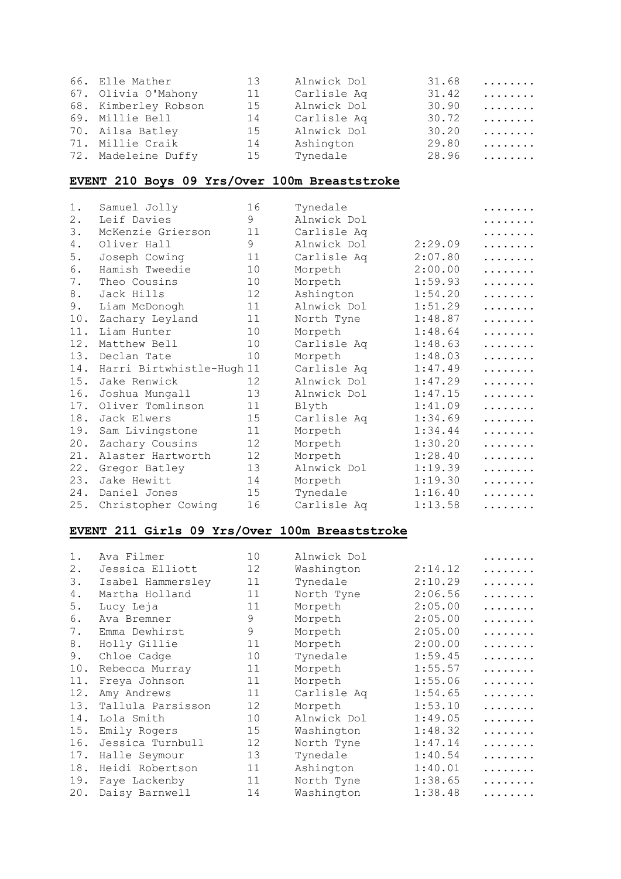| | | | | | |
|---|---|---|---|---|---|
| 66. | Elle Mather | 13 | Alnwick Dol | 31.68 | ........ |
| 67. | Olivia O'Mahony | 11 | Carlisle Aq | 31.42 | ........ |
| 68. | Kimberley Robson | 15 | Alnwick Dol | 30.90 | ........ |
| 69. | Millie Bell | 14 | Carlisle Aq | 30.72 | ........ |
| 70. | Ailsa Batley | 15 | Alnwick Dol | 30.20 | ........ |
| 71. | Millie Craik | 14 | Ashington | 29.80 | ........ |
| 72. | Madeleine Duffy | 15 | Tynedale | 28.96 | ........ |

## EVENT 210 Boys 09 Yrs/Over 100m Breaststroke

| | | | | | |
|---|---|---|---|---|---|
| 1. | Samuel Jolly | 16 | Tynedale | | ........ |
| 2. | Leif Davies | 9 | Alnwick Dol | | ........ |
| 3. | McKenzie Grierson | 11 | Carlisle Aq | | ........ |
| 4. | Oliver Hall | 9 | Alnwick Dol | 2:29.09 | ........ |
| 5. | Joseph Cowing | 11 | Carlisle Aq | 2:07.80 | ........ |
| 6. | Hamish Tweedie | 10 | Morpeth | 2:00.00 | ........ |
| 7. | Theo Cousins | 10 | Morpeth | 1:59.93 | ........ |
| 8. | Jack Hills | 12 | Ashington | 1:54.20 | ........ |
| 9. | Liam McDonogh | 11 | Alnwick Dol | 1:51.29 | ........ |
| 10. | Zachary Leyland | 11 | North Tyne | 1:48.87 | ........ |
| 11. | Liam Hunter | 10 | Morpeth | 1:48.64 | ........ |
| 12. | Matthew Bell | 10 | Carlisle Aq | 1:48.63 | ........ |
| 13. | Declan Tate | 10 | Morpeth | 1:48.03 | ........ |
| 14. | Harri Birtwhistle-Hugh | 11 | Carlisle Aq | 1:47.49 | ........ |
| 15. | Jake Renwick | 12 | Alnwick Dol | 1:47.29 | ........ |
| 16. | Joshua Mungall | 13 | Alnwick Dol | 1:47.15 | ........ |
| 17. | Oliver Tomlinson | 11 | Blyth | 1:41.09 | ........ |
| 18. | Jack Elwers | 15 | Carlisle Aq | 1:34.69 | ........ |
| 19. | Sam Livingstone | 11 | Morpeth | 1:34.44 | ........ |
| 20. | Zachary Cousins | 12 | Morpeth | 1:30.20 | ........ |
| 21. | Alaster Hartworth | 12 | Morpeth | 1:28.40 | ........ |
| 22. | Gregor Batley | 13 | Alnwick Dol | 1:19.39 | ........ |
| 23. | Jake Hewitt | 14 | Morpeth | 1:19.30 | ........ |
| 24. | Daniel Jones | 15 | Tynedale | 1:16.40 | ........ |
| 25. | Christopher Cowing | 16 | Carlisle Aq | 1:13.58 | ........ |

## EVENT 211 Girls 09 Yrs/Over 100m Breaststroke

| | | | | | |
|---|---|---|---|---|---|
| 1. | Ava Filmer | 10 | Alnwick Dol | | ........ |
| 2. | Jessica Elliott | 12 | Washington | 2:14.12 | ........ |
| 3. | Isabel Hammersley | 11 | Tynedale | 2:10.29 | ........ |
| 4. | Martha Holland | 11 | North Tyne | 2:06.56 | ........ |
| 5. | Lucy Leja | 11 | Morpeth | 2:05.00 | ........ |
| 6. | Ava Bremner | 9 | Morpeth | 2:05.00 | ........ |
| 7. | Emma Dewhirst | 9 | Morpeth | 2:05.00 | ........ |
| 8. | Holly Gillie | 11 | Morpeth | 2:00.00 | ........ |
| 9. | Chloe Cadge | 10 | Tynedale | 1:59.45 | ........ |
| 10. | Rebecca Murray | 11 | Morpeth | 1:55.57 | ........ |
| 11. | Freya Johnson | 11 | Morpeth | 1:55.06 | ........ |
| 12. | Amy Andrews | 11 | Carlisle Aq | 1:54.65 | ........ |
| 13. | Tallula Parsisson | 12 | Morpeth | 1:53.10 | ........ |
| 14. | Lola Smith | 10 | Alnwick Dol | 1:49.05 | ........ |
| 15. | Emily Rogers | 15 | Washington | 1:48.32 | ........ |
| 16. | Jessica Turnbull | 12 | North Tyne | 1:47.14 | ........ |
| 17. | Halle Seymour | 13 | Tynedale | 1:40.54 | ........ |
| 18. | Heidi Robertson | 11 | Ashington | 1:40.01 | ........ |
| 19. | Faye Lackenby | 11 | North Tyne | 1:38.65 | ........ |
| 20. | Daisy Barnwell | 14 | Washington | 1:38.48 | ........ |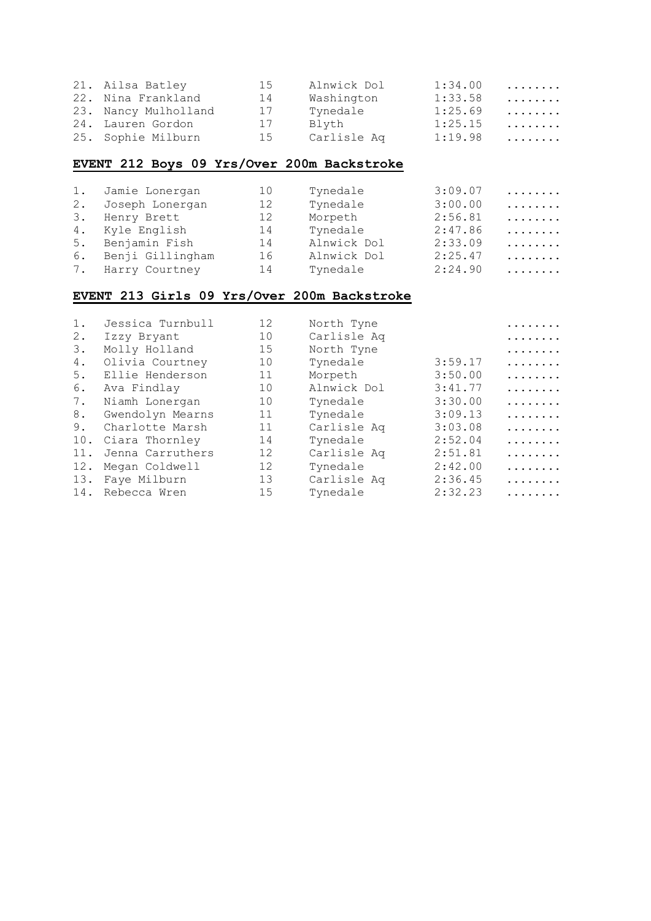| | | | | | |
|---|---|---|---|---|---|
| 21. | Ailsa Batley | 15 | Alnwick Dol | 1:34.00 | ........ |
| 22. | Nina Frankland | 14 | Washington | 1:33.58 | ........ |
| 23. | Nancy Mulholland | 17 | Tynedale | 1:25.69 | ........ |
| 24. | Lauren Gordon | 17 | Blyth | 1:25.15 | ........ |
| 25. | Sophie Milburn | 15 | Carlisle Aq | 1:19.98 | ........ |

## **EVENT 212 Boys 09 Yrs/Over 200m Backstroke**

| | | | | | |
|---|---|---|---|---|---|
| 1. | Jamie Lonergan | 10 | Tynedale | 3:09.07 | ........ |
| 2. | Joseph Lonergan | 12 | Tynedale | 3:00.00 | ........ |
| 3. | Henry Brett | 12 | Morpeth | 2:56.81 | ........ |
| 4. | Kyle English | 14 | Tynedale | 2:47.86 | ........ |
| 5. | Benjamin Fish | 14 | Alnwick Dol | 2:33.09 | ........ |
| 6. | Benji Gillingham | 16 | Alnwick Dol | 2:25.47 | ........ |
| 7. | Harry Courtney | 14 | Tynedale | 2:24.90 | ........ |

## **EVENT 213 Girls 09 Yrs/Over 200m Backstroke**

| | | | | | |
|---|---|---|---|---|---|
| 1. | Jessica Turnbull | 12 | North Tyne | | ........ |
| 2. | Izzy Bryant | 10 | Carlisle Aq | | ........ |
| 3. | Molly Holland | 15 | North Tyne | | ........ |
| 4. | Olivia Courtney | 10 | Tynedale | 3:59.17 | ........ |
| 5. | Ellie Henderson | 11 | Morpeth | 3:50.00 | ........ |
| 6. | Ava Findlay | 10 | Alnwick Dol | 3:41.77 | ........ |
| 7. | Niamh Lonergan | 10 | Tynedale | 3:30.00 | ........ |
| 8. | Gwendolyn Mearns | 11 | Tynedale | 3:09.13 | ........ |
| 9. | Charlotte Marsh | 11 | Carlisle Aq | 3:03.08 | ........ |
| 10. | Ciara Thornley | 14 | Tynedale | 2:52.04 | ........ |
| 11. | Jenna Carruthers | 12 | Carlisle Aq | 2:51.81 | ........ |
| 12. | Megan Coldwell | 12 | Tynedale | 2:42.00 | ........ |
| 13. | Faye Milburn | 13 | Carlisle Aq | 2:36.45 | ........ |
| 14. | Rebecca Wren | 15 | Tynedale | 2:32.23 | ........ |